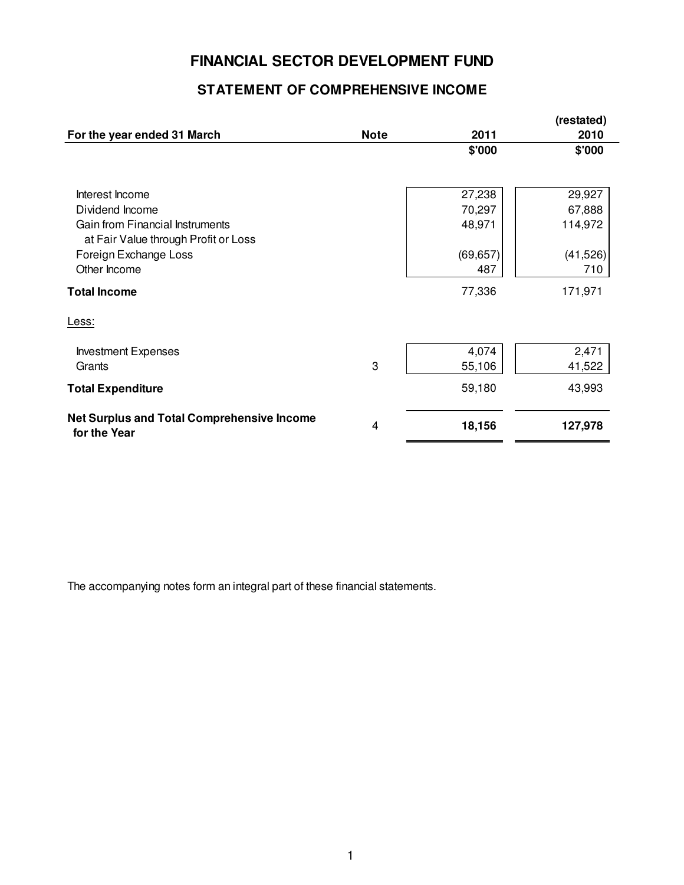# FINANCIAL SECTOR DEVELOPMENT FUND

## STATEMENT OF COMPREHENSIVE INCOME

| For the year ended 31 March | Note | 2011 | (restated) 2010 |
|---|---|---|---|
| | | $'000 | $'000 |
| Interest Income | | 27,238 | 29,927 |
| Dividend Income | | 70,297 | 67,888 |
| Gain from Financial Instruments at Fair Value through Profit or Loss | | 48,971 | 114,972 |
| Foreign Exchange Loss | | (69,657) | (41,526) |
| Other Income | | 487 | 710 |
| **Total Income** | | 77,336 | 171,971 |
| Less: | | | |
| Investment Expenses | | 4,074 | 2,471 |
| Grants | 3 | 55,106 | 41,522 |
| **Total Expenditure** | | 59,180 | 43,993 |
| **Net Surplus and Total Comprehensive Income for the Year** | 4 | **18,156** | **127,978** |

The accompanying notes form an integral part of these financial statements.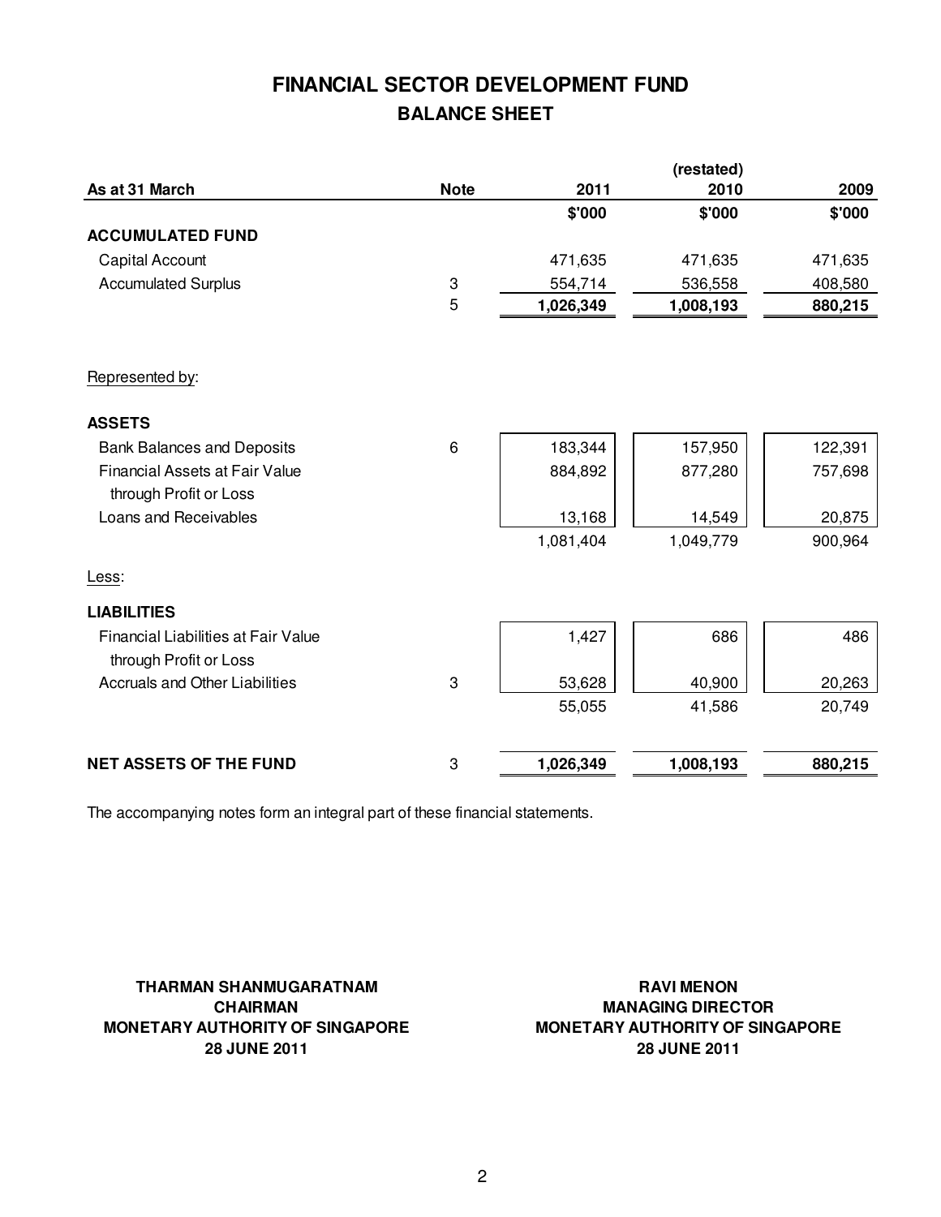# FINANCIAL SECTOR DEVELOPMENT FUND

## BALANCE SHEET

| As at 31 March | Note | 2011 | (restated) 2010 | 2009 |
|---|---|---|---|---|
| | | $'000 | $'000 | $'000 |
| **ACCUMULATED FUND** | | | | |
| Capital Account | | 471,635 | 471,635 | 471,635 |
| Accumulated Surplus | 3 | 554,714 | 536,558 | 408,580 |
| | 5 | **1,026,349** | **1,008,193** | **880,215** |
| Represented by: | | | | |
| **ASSETS** | | | | |
| Bank Balances and Deposits | 6 | 183,344 | 157,950 | 122,391 |
| Financial Assets at Fair Value through Profit or Loss | | 884,892 | 877,280 | 757,698 |
| Loans and Receivables | | 13,168 | 14,549 | 20,875 |
| | | 1,081,404 | 1,049,779 | 900,964 |
| Less: | | | | |
| **LIABILITIES** | | | | |
| Financial Liabilities at Fair Value through Profit or Loss | | 1,427 | 686 | 486 |
| Accruals and Other Liabilities | 3 | 53,628 | 40,900 | 20,263 |
| | | 55,055 | 41,586 | 20,749 |
| **NET ASSETS OF THE FUND** | 3 | **1,026,349** | **1,008,193** | **880,215** |

The accompanying notes form an integral part of these financial statements.

**THARMAN SHANMUGARATNAM**
**CHAIRMAN**
**MONETARY AUTHORITY OF SINGAPORE**
**28 JUNE 2011**

**RAVI MENON**
**MANAGING DIRECTOR**
**MONETARY AUTHORITY OF SINGAPORE**
**28 JUNE 2011**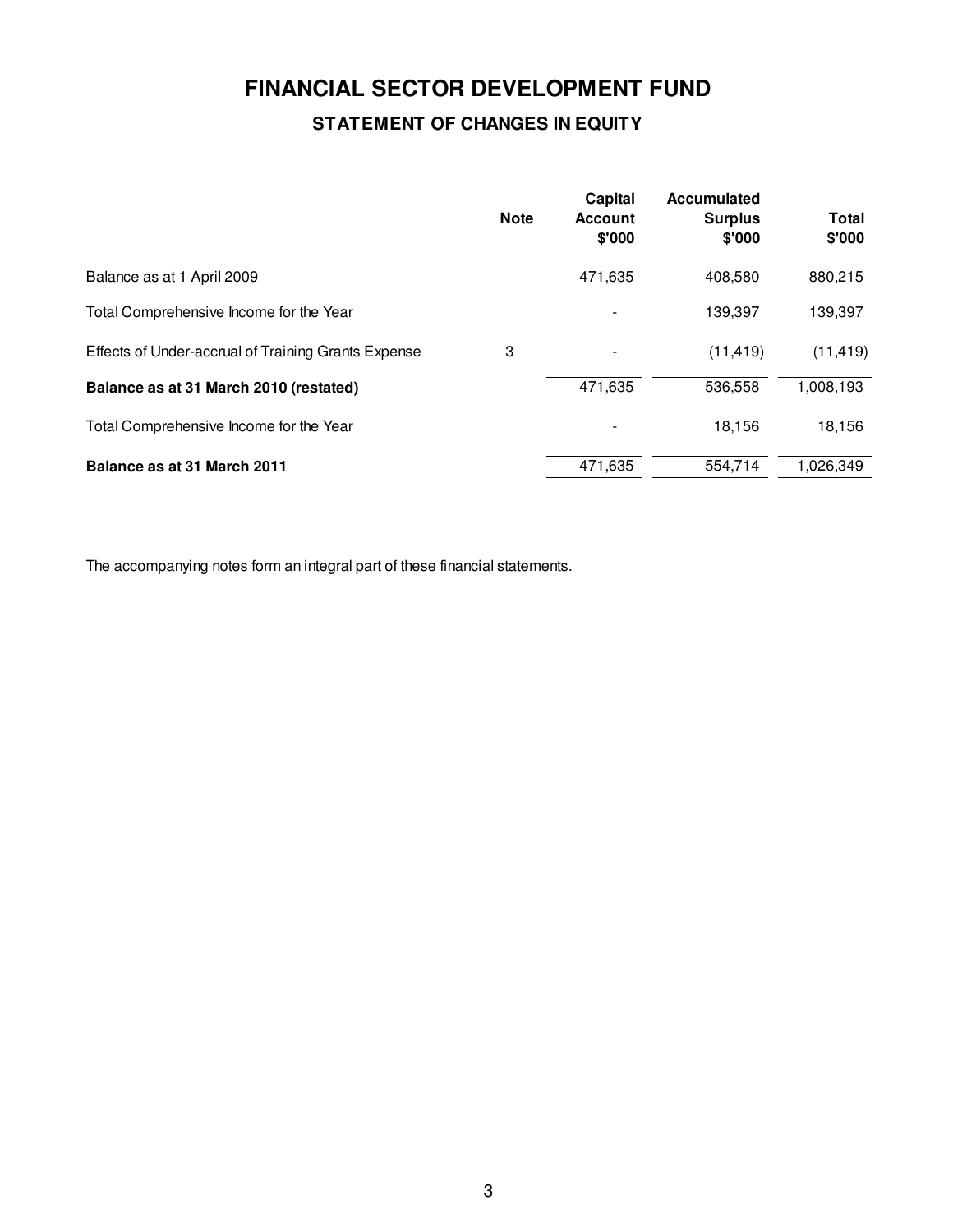# FINANCIAL SECTOR DEVELOPMENT FUND

## STATEMENT OF CHANGES IN EQUITY

| | Note | Capital Account | Accumulated Surplus | Total |
|---|---|---|---|---|
| | | $'000 | $'000 | $'000 |
| Balance as at 1 April 2009 | | 471,635 | 408,580 | 880,215 |
| Total Comprehensive Income for the Year | | - | 139,397 | 139,397 |
| Effects of Under-accrual of Training Grants Expense | 3 | - | (11,419) | (11,419) |
| **Balance as at 31 March 2010 (restated)** | | 471,635 | 536,558 | 1,008,193 |
| Total Comprehensive Income for the Year | | - | 18,156 | 18,156 |
| **Balance as at 31 March 2011** | | 471,635 | 554,714 | 1,026,349 |

The accompanying notes form an integral part of these financial statements.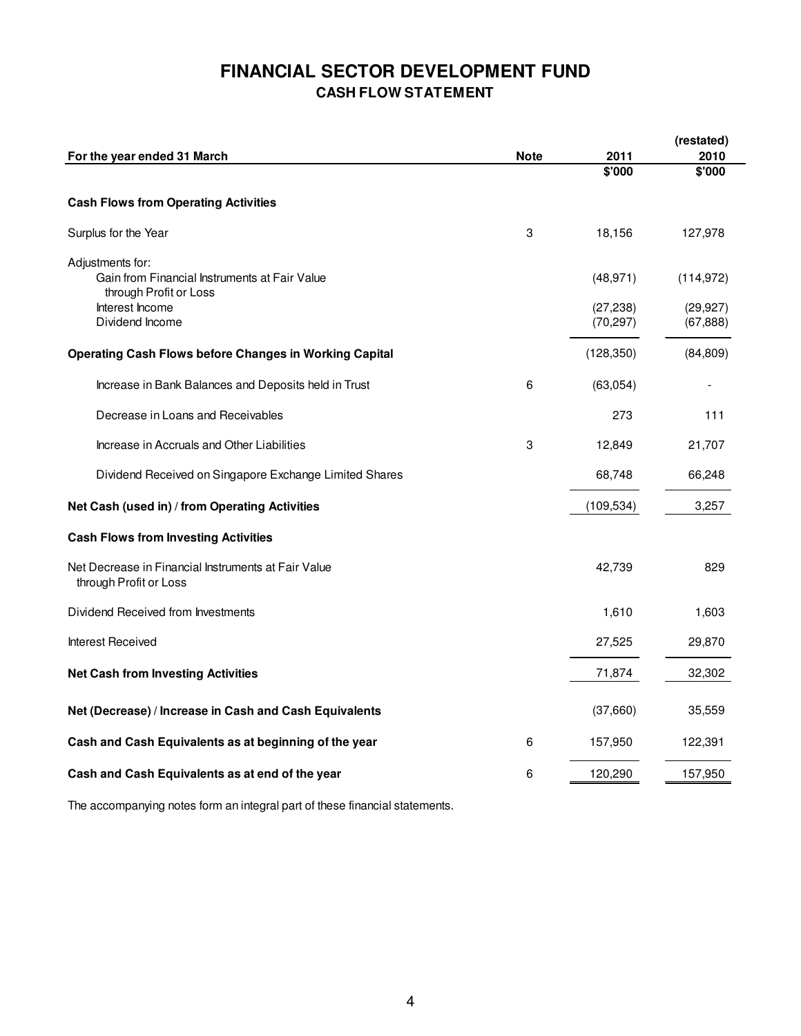# FINANCIAL SECTOR DEVELOPMENT FUND

## CASH FLOW STATEMENT

| For the year ended 31 March | Note | 2011 | (restated) 2010 |
|---|---|---|---|
| | | $'000 | $'000 |
| **Cash Flows from Operating Activities** | | | |
| Surplus for the Year | 3 | 18,156 | 127,978 |
| Adjustments for: | | | |
| Gain from Financial Instruments at Fair Value through Profit or Loss | | (48,971) | (114,972) |
| Interest Income | | (27,238) | (29,927) |
| Dividend Income | | (70,297) | (67,888) |
| **Operating Cash Flows before Changes in Working Capital** | | (128,350) | (84,809) |
| Increase in Bank Balances and Deposits held in Trust | 6 | (63,054) | - |
| Decrease in Loans and Receivables | | 273 | 111 |
| Increase in Accruals and Other Liabilities | 3 | 12,849 | 21,707 |
| Dividend Received on Singapore Exchange Limited Shares | | 68,748 | 66,248 |
| **Net Cash (used in) / from Operating Activities** | | (109,534) | 3,257 |
| **Cash Flows from Investing Activities** | | | |
| Net Decrease in Financial Instruments at Fair Value through Profit or Loss | | 42,739 | 829 |
| Dividend Received from Investments | | 1,610 | 1,603 |
| Interest Received | | 27,525 | 29,870 |
| **Net Cash from Investing Activities** | | 71,874 | 32,302 |
| **Net (Decrease) / Increase in Cash and Cash Equivalents** | | (37,660) | 35,559 |
| **Cash and Cash Equivalents as at beginning of the year** | 6 | 157,950 | 122,391 |
| **Cash and Cash Equivalents as at end of the year** | 6 | 120,290 | 157,950 |

The accompanying notes form an integral part of these financial statements.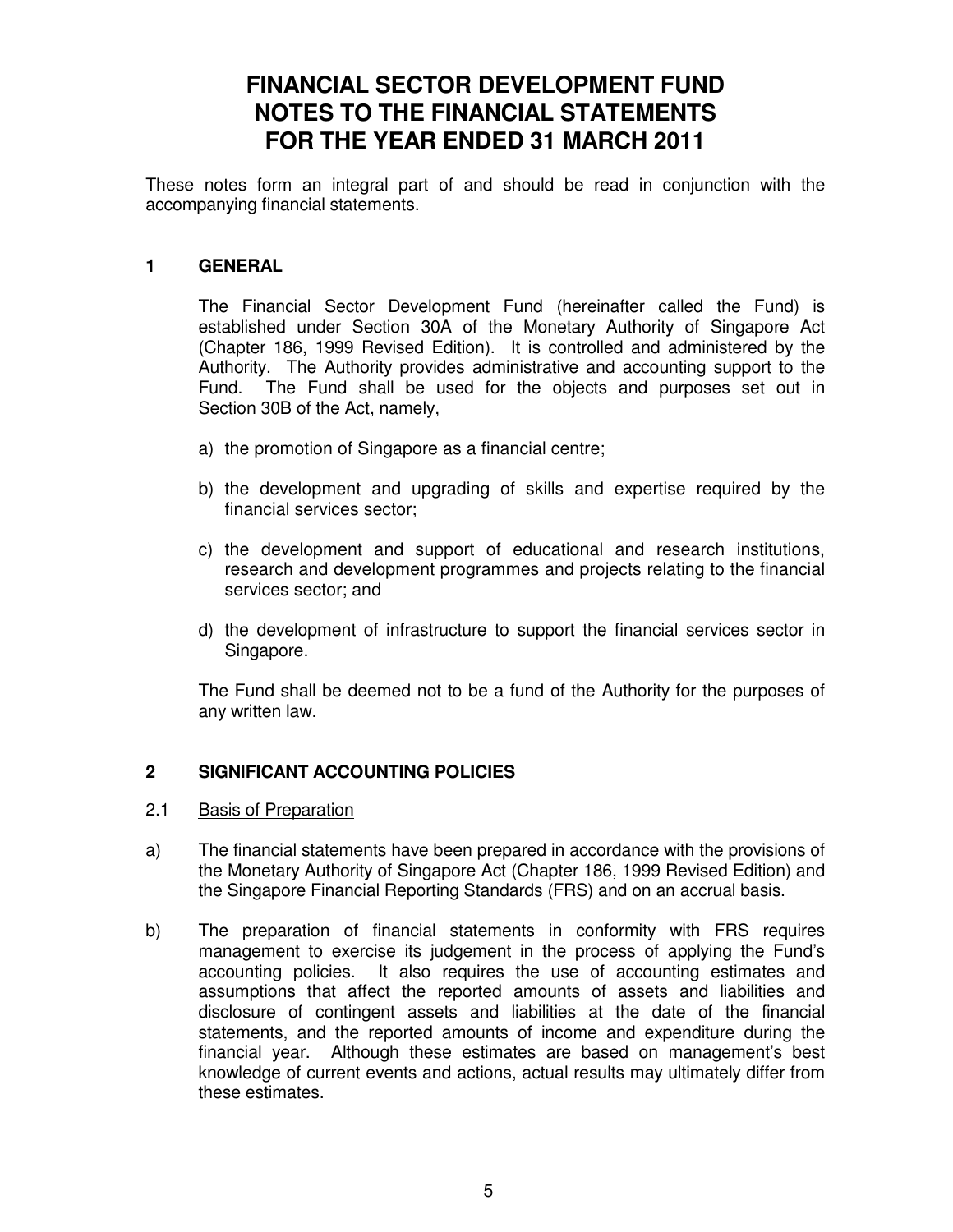# FINANCIAL SECTOR DEVELOPMENT FUND NOTES TO THE FINANCIAL STATEMENTS FOR THE YEAR ENDED 31 MARCH 2011

These notes form an integral part of and should be read in conjunction with the accompanying financial statements.

## 1 GENERAL

The Financial Sector Development Fund (hereinafter called the Fund) is established under Section 30A of the Monetary Authority of Singapore Act (Chapter 186, 1999 Revised Edition). It is controlled and administered by the Authority. The Authority provides administrative and accounting support to the Fund. The Fund shall be used for the objects and purposes set out in Section 30B of the Act, namely,

a) the promotion of Singapore as a financial centre;

b) the development and upgrading of skills and expertise required by the financial services sector;

c) the development and support of educational and research institutions, research and development programmes and projects relating to the financial services sector; and

d) the development of infrastructure to support the financial services sector in Singapore.

The Fund shall be deemed not to be a fund of the Authority for the purposes of any written law.

## 2 SIGNIFICANT ACCOUNTING POLICIES

### 2.1 Basis of Preparation

a) The financial statements have been prepared in accordance with the provisions of the Monetary Authority of Singapore Act (Chapter 186, 1999 Revised Edition) and the Singapore Financial Reporting Standards (FRS) and on an accrual basis.

b) The preparation of financial statements in conformity with FRS requires management to exercise its judgement in the process of applying the Fund's accounting policies. It also requires the use of accounting estimates and assumptions that affect the reported amounts of assets and liabilities and disclosure of contingent assets and liabilities at the date of the financial statements, and the reported amounts of income and expenditure during the financial year. Although these estimates are based on management's best knowledge of current events and actions, actual results may ultimately differ from these estimates.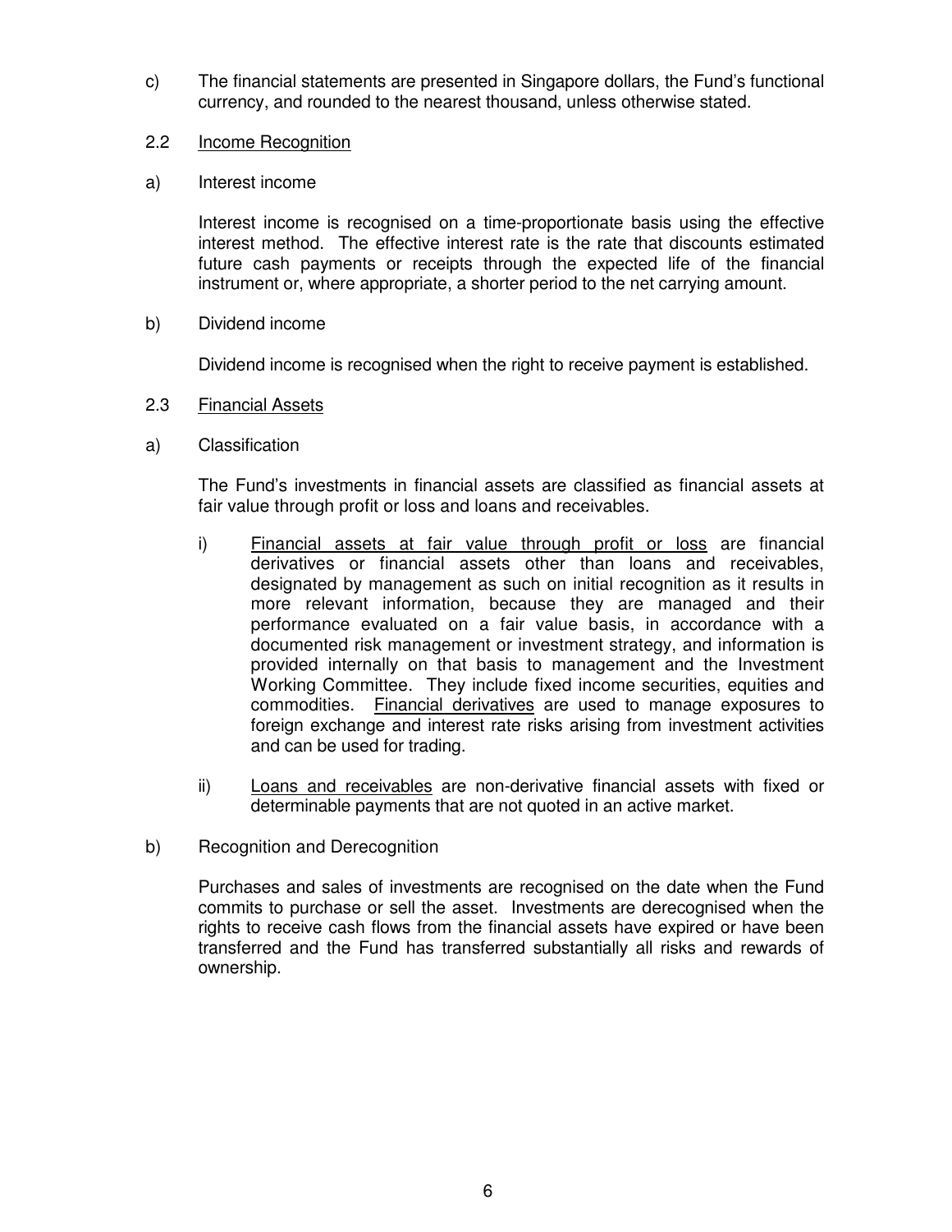c) The financial statements are presented in Singapore dollars, the Fund's functional currency, and rounded to the nearest thousand, unless otherwise stated.

2.2 Income Recognition

a) Interest income

Interest income is recognised on a time-proportionate basis using the effective interest method. The effective interest rate is the rate that discounts estimated future cash payments or receipts through the expected life of the financial instrument or, where appropriate, a shorter period to the net carrying amount.

b) Dividend income

Dividend income is recognised when the right to receive payment is established.

2.3 Financial Assets

a) Classification

The Fund's investments in financial assets are classified as financial assets at fair value through profit or loss and loans and receivables.

i) Financial assets at fair value through profit or loss are financial derivatives or financial assets other than loans and receivables, designated by management as such on initial recognition as it results in more relevant information, because they are managed and their performance evaluated on a fair value basis, in accordance with a documented risk management or investment strategy, and information is provided internally on that basis to management and the Investment Working Committee. They include fixed income securities, equities and commodities. Financial derivatives are used to manage exposures to foreign exchange and interest rate risks arising from investment activities and can be used for trading.

ii) Loans and receivables are non-derivative financial assets with fixed or determinable payments that are not quoted in an active market.

b) Recognition and Derecognition

Purchases and sales of investments are recognised on the date when the Fund commits to purchase or sell the asset. Investments are derecognised when the rights to receive cash flows from the financial assets have expired or have been transferred and the Fund has transferred substantially all risks and rewards of ownership.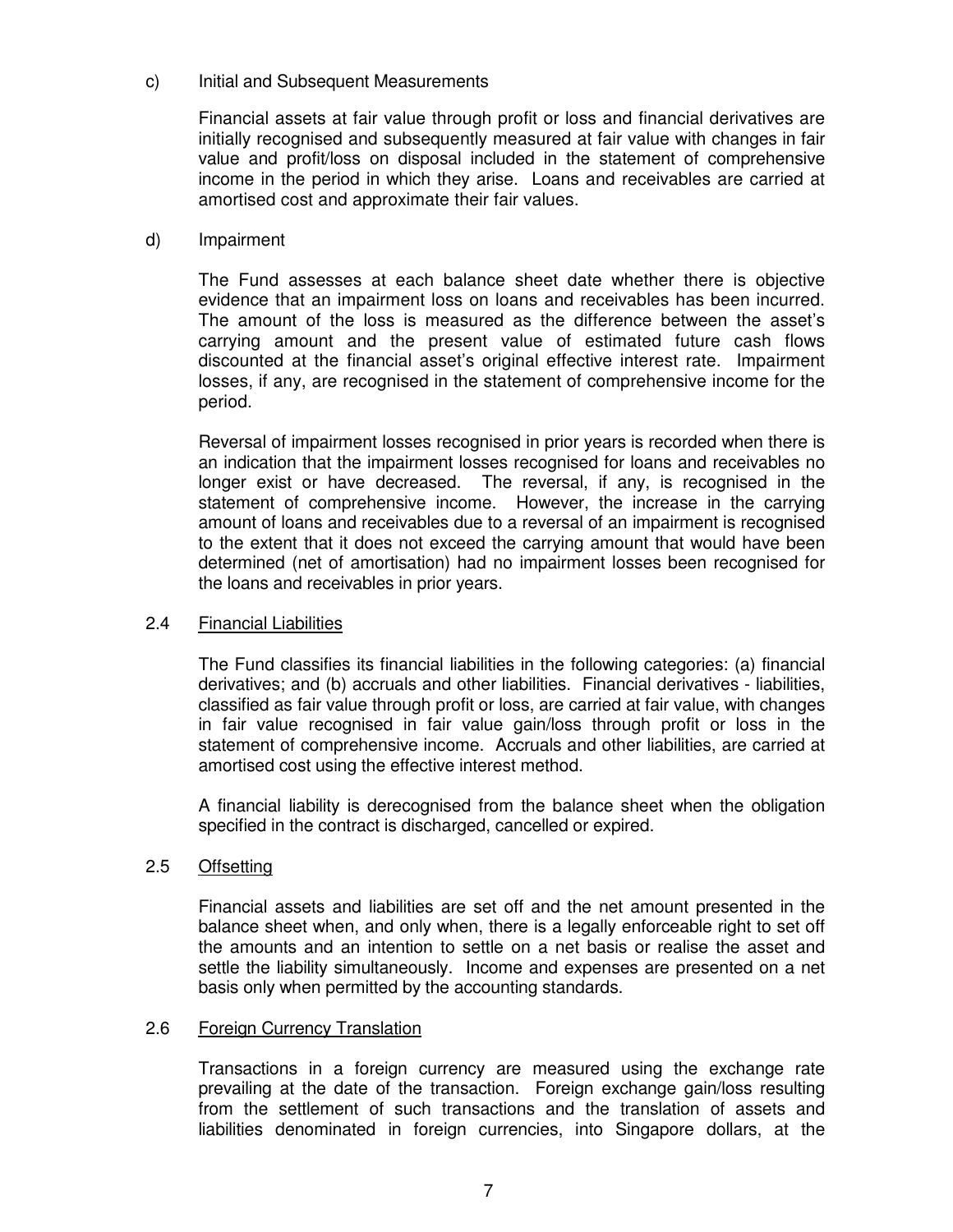c) Initial and Subsequent Measurements

Financial assets at fair value through profit or loss and financial derivatives are initially recognised and subsequently measured at fair value with changes in fair value and profit/loss on disposal included in the statement of comprehensive income in the period in which they arise. Loans and receivables are carried at amortised cost and approximate their fair values.

d) Impairment

The Fund assesses at each balance sheet date whether there is objective evidence that an impairment loss on loans and receivables has been incurred. The amount of the loss is measured as the difference between the asset's carrying amount and the present value of estimated future cash flows discounted at the financial asset's original effective interest rate. Impairment losses, if any, are recognised in the statement of comprehensive income for the period.

Reversal of impairment losses recognised in prior years is recorded when there is an indication that the impairment losses recognised for loans and receivables no longer exist or have decreased. The reversal, if any, is recognised in the statement of comprehensive income. However, the increase in the carrying amount of loans and receivables due to a reversal of an impairment is recognised to the extent that it does not exceed the carrying amount that would have been determined (net of amortisation) had no impairment losses been recognised for the loans and receivables in prior years.

## 2.4 Financial Liabilities

The Fund classifies its financial liabilities in the following categories: (a) financial derivatives; and (b) accruals and other liabilities. Financial derivatives - liabilities, classified as fair value through profit or loss, are carried at fair value, with changes in fair value recognised in fair value gain/loss through profit or loss in the statement of comprehensive income. Accruals and other liabilities, are carried at amortised cost using the effective interest method.

A financial liability is derecognised from the balance sheet when the obligation specified in the contract is discharged, cancelled or expired.

## 2.5 Offsetting

Financial assets and liabilities are set off and the net amount presented in the balance sheet when, and only when, there is a legally enforceable right to set off the amounts and an intention to settle on a net basis or realise the asset and settle the liability simultaneously. Income and expenses are presented on a net basis only when permitted by the accounting standards.

## 2.6 Foreign Currency Translation

Transactions in a foreign currency are measured using the exchange rate prevailing at the date of the transaction. Foreign exchange gain/loss resulting from the settlement of such transactions and the translation of assets and liabilities denominated in foreign currencies, into Singapore dollars, at the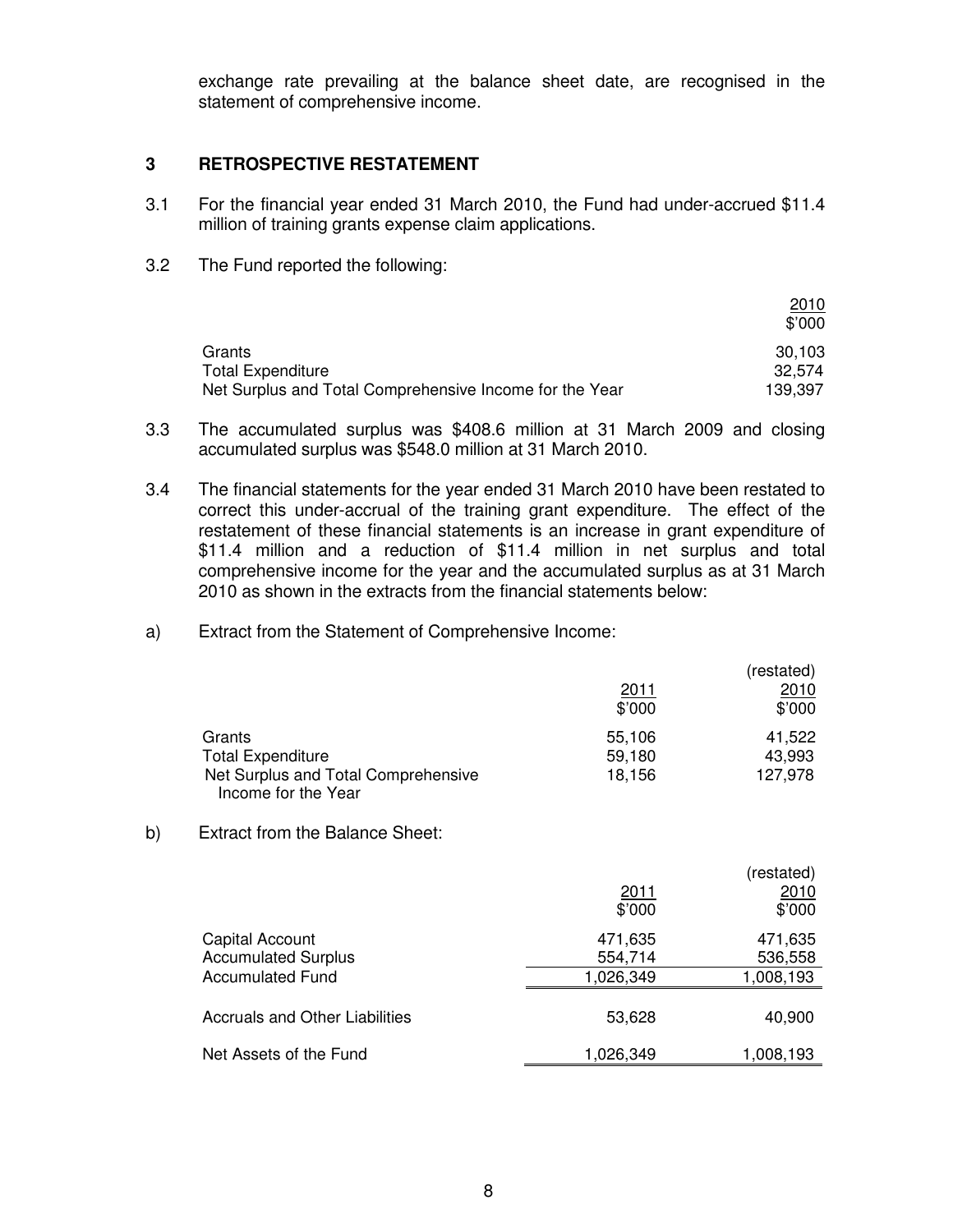exchange rate prevailing at the balance sheet date, are recognised in the statement of comprehensive income.

## 3 RETROSPECTIVE RESTATEMENT

3.1 For the financial year ended 31 March 2010, the Fund had under-accrued $11.4 million of training grants expense claim applications.

3.2 The Fund reported the following:

| | 2010<br>$'000 |
|---|---|
| Grants | 30,103 |
| Total Expenditure | 32,574 |
| Net Surplus and Total Comprehensive Income for the Year | 139,397 |

3.3 The accumulated surplus was $408.6 million at 31 March 2009 and closing accumulated surplus was $548.0 million at 31 March 2010.

3.4 The financial statements for the year ended 31 March 2010 have been restated to correct this under-accrual of the training grant expenditure. The effect of the restatement of these financial statements is an increase in grant expenditure of $11.4 million and a reduction of $11.4 million in net surplus and total comprehensive income for the year and the accumulated surplus as at 31 March 2010 as shown in the extracts from the financial statements below:

a) Extract from the Statement of Comprehensive Income:

| | 2011<br>$'000 | (restated)<br>2010<br>$'000 |
|---|---|---|
| Grants | 55,106 | 41,522 |
| Total Expenditure | 59,180 | 43,993 |
| Net Surplus and Total Comprehensive Income for the Year | 18,156 | 127,978 |

b) Extract from the Balance Sheet:

| | 2011<br>$'000 | (restated)<br>2010<br>$'000 |
|---|---|---|
| Capital Account | 471,635 | 471,635 |
| Accumulated Surplus | 554,714 | 536,558 |
| Accumulated Fund | 1,026,349 | 1,008,193 |
| | | |
| Accruals and Other Liabilities | 53,628 | 40,900 |
| | | |
| Net Assets of the Fund | 1,026,349 | 1,008,193 |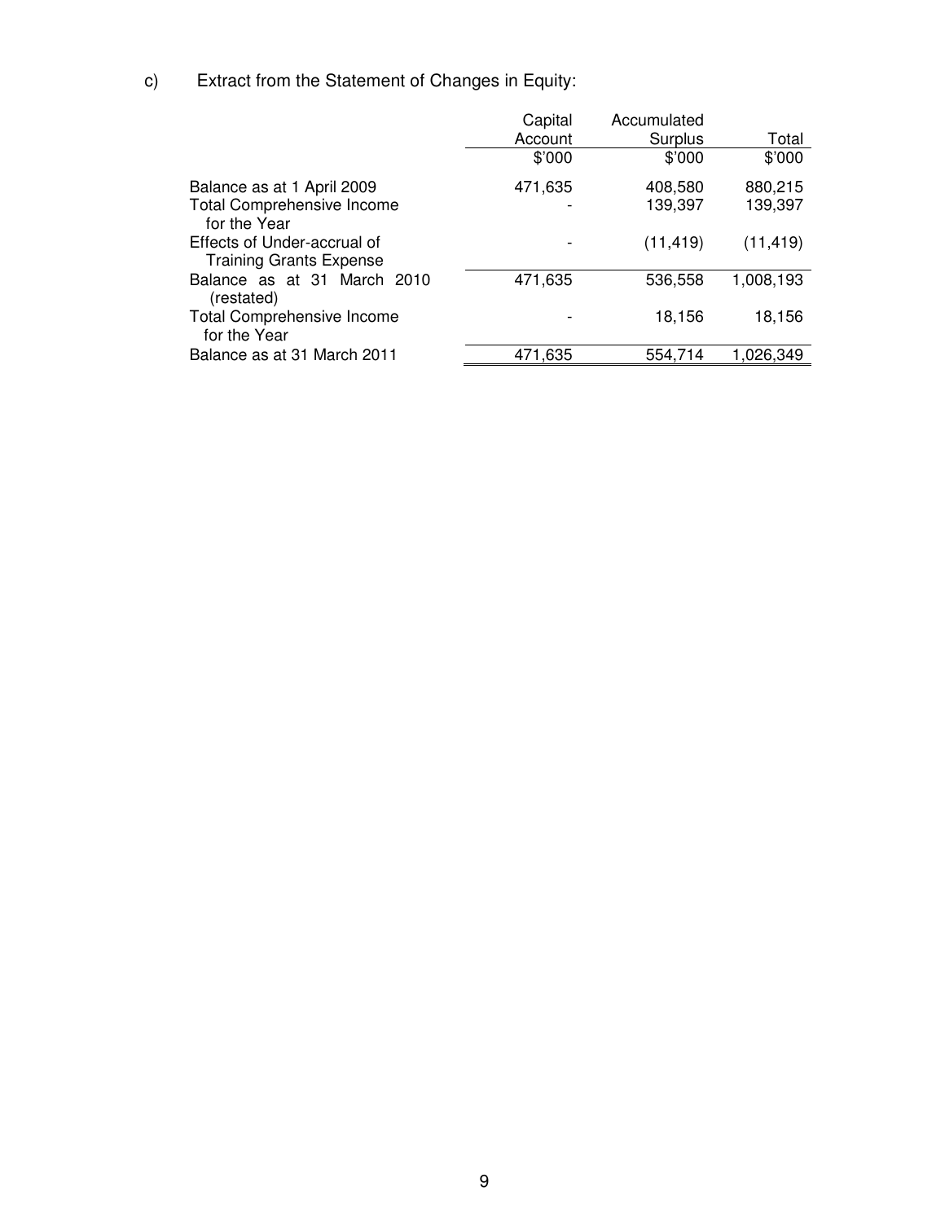c) Extract from the Statement of Changes in Equity:

| | Capital Account | Accumulated Surplus | Total |
|---|---|---|---|
| | $'000 | $'000 | $'000 |
| Balance as at 1 April 2009 | 471,635 | 408,580 | 880,215 |
| Total Comprehensive Income for the Year | - | 139,397 | 139,397 |
| Effects of Under-accrual of Training Grants Expense | - | (11,419) | (11,419) |
| Balance as at 31 March 2010 (restated) | 471,635 | 536,558 | 1,008,193 |
| Total Comprehensive Income for the Year | - | 18,156 | 18,156 |
| Balance as at 31 March 2011 | 471,635 | 554,714 | 1,026,349 |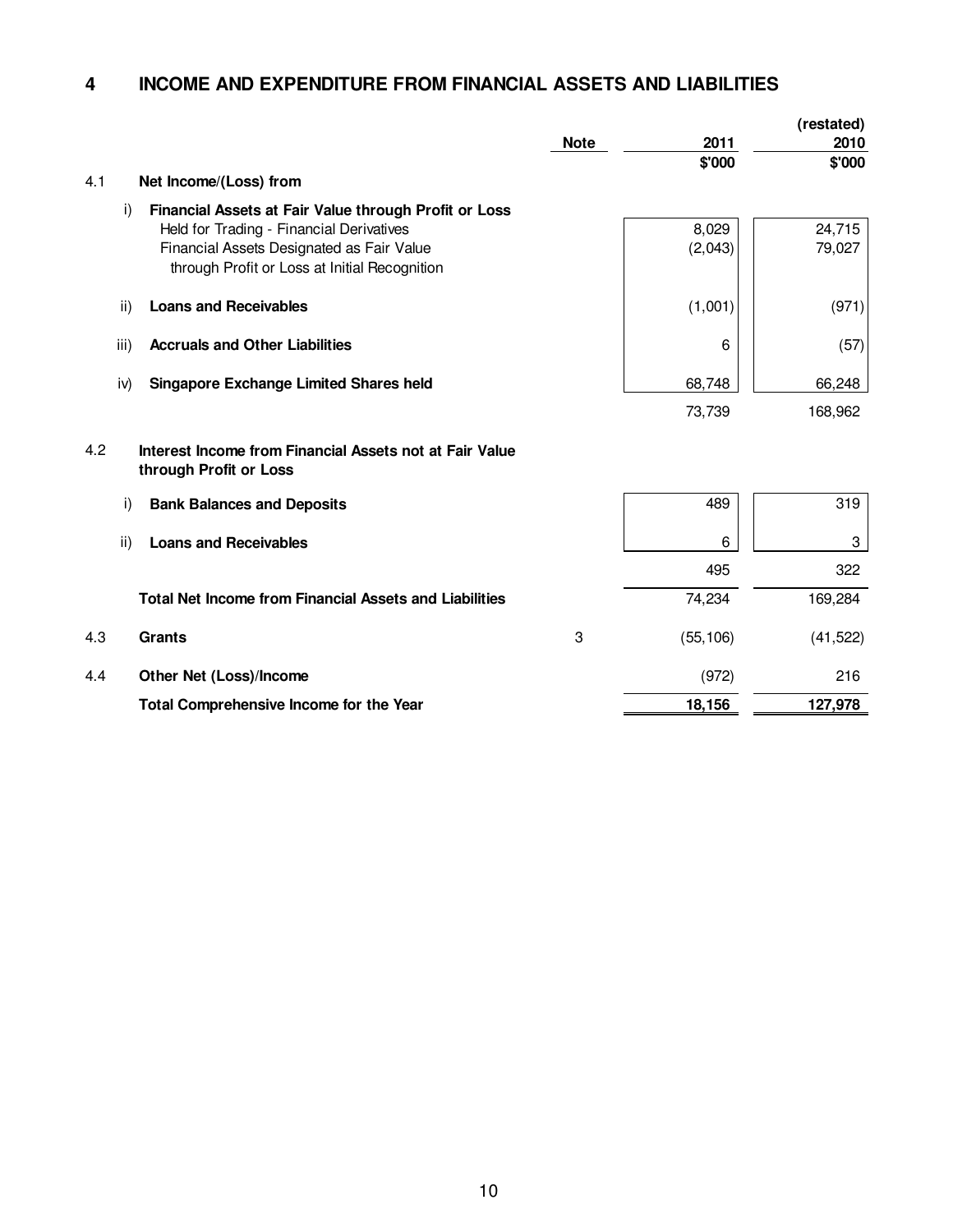## 4 INCOME AND EXPENDITURE FROM FINANCIAL ASSETS AND LIABILITIES

| | | Note | 2011 $'000 | (restated) 2010 $'000 |
|---|---|---|---|---|
| 4.1 | **Net Income/(Loss) from** | | | |
| i) | **Financial Assets at Fair Value through Profit or Loss** | | | |
| | Held for Trading - Financial Derivatives | | 8,029 | 24,715 |
| | Financial Assets Designated as Fair Value through Profit or Loss at Initial Recognition | | (2,043) | 79,027 |
| ii) | **Loans and Receivables** | | (1,001) | (971) |
| iii) | **Accruals and Other Liabilities** | | 6 | (57) |
| iv) | **Singapore Exchange Limited Shares held** | | 68,748 | 66,248 |
| | | | 73,739 | 168,962 |
| 4.2 | **Interest Income from Financial Assets not at Fair Value through Profit or Loss** | | | |
| i) | **Bank Balances and Deposits** | | 489 | 319 |
| ii) | **Loans and Receivables** | | 6 | 3 |
| | | | 495 | 322 |
| | **Total Net Income from Financial Assets and Liabilities** | | 74,234 | 169,284 |
| 4.3 | **Grants** | 3 | (55,106) | (41,522) |
| 4.4 | **Other Net (Loss)/Income** | | (972) | 216 |
| | **Total Comprehensive Income for the Year** | | **18,156** | **127,978** |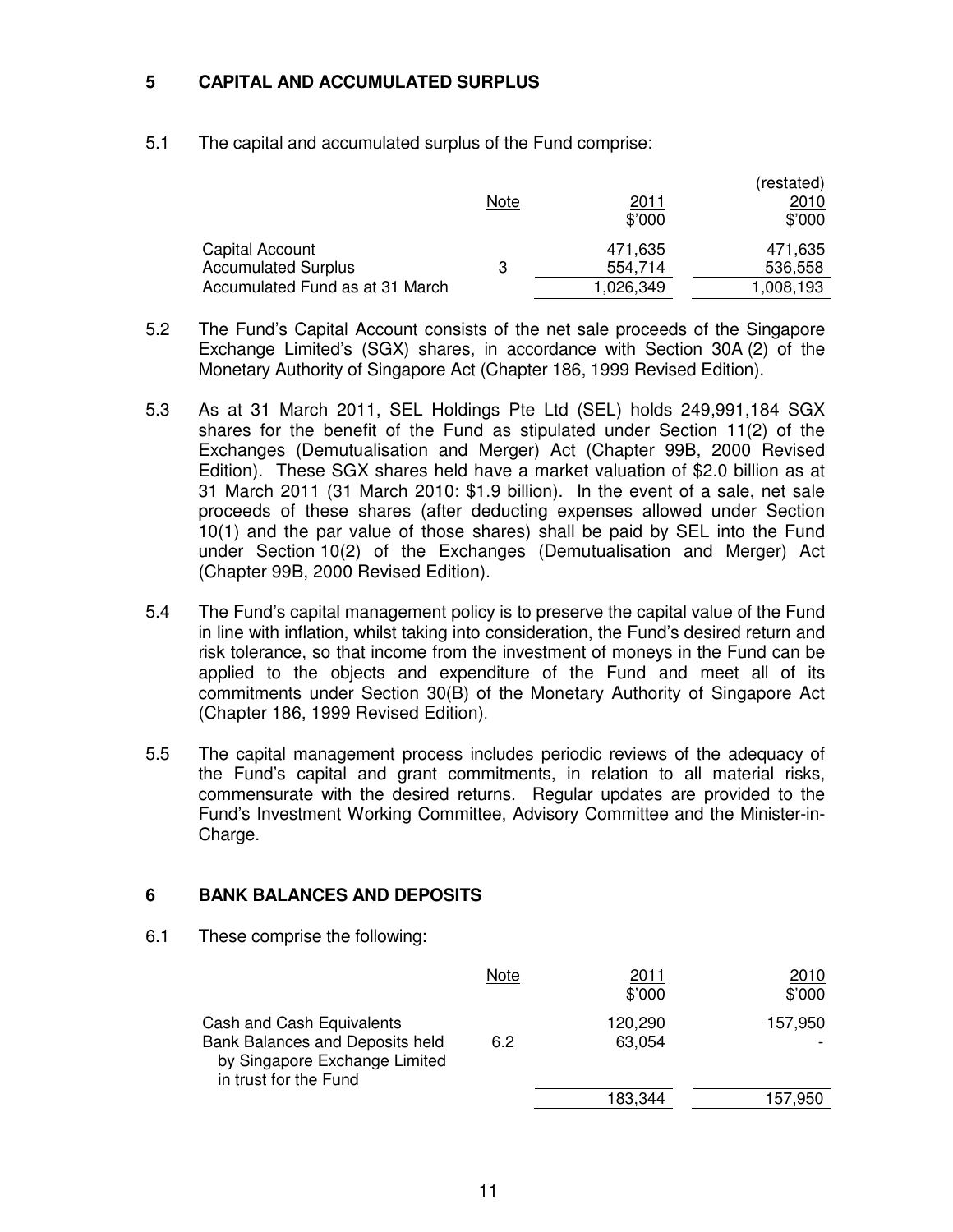## 5 CAPITAL AND ACCUMULATED SURPLUS

5.1 The capital and accumulated surplus of the Fund comprise:

| | Note | 2011<br>$'000 | (restated)<br>2010<br>$'000 |
|---|---|---|---|
| Capital Account | | 471,635 | 471,635 |
| Accumulated Surplus | 3 | 554,714 | 536,558 |
| Accumulated Fund as at 31 March | | 1,026,349 | 1,008,193 |

5.2 The Fund's Capital Account consists of the net sale proceeds of the Singapore Exchange Limited's (SGX) shares, in accordance with Section 30A (2) of the Monetary Authority of Singapore Act (Chapter 186, 1999 Revised Edition).

5.3 As at 31 March 2011, SEL Holdings Pte Ltd (SEL) holds 249,991,184 SGX shares for the benefit of the Fund as stipulated under Section 11(2) of the Exchanges (Demutualisation and Merger) Act (Chapter 99B, 2000 Revised Edition). These SGX shares held have a market valuation of $2.0 billion as at 31 March 2011 (31 March 2010: $1.9 billion). In the event of a sale, net sale proceeds of these shares (after deducting expenses allowed under Section 10(1) and the par value of those shares) shall be paid by SEL into the Fund under Section 10(2) of the Exchanges (Demutualisation and Merger) Act (Chapter 99B, 2000 Revised Edition).

5.4 The Fund's capital management policy is to preserve the capital value of the Fund in line with inflation, whilst taking into consideration, the Fund's desired return and risk tolerance, so that income from the investment of moneys in the Fund can be applied to the objects and expenditure of the Fund and meet all of its commitments under Section 30(B) of the Monetary Authority of Singapore Act (Chapter 186, 1999 Revised Edition).

5.5 The capital management process includes periodic reviews of the adequacy of the Fund's capital and grant commitments, in relation to all material risks, commensurate with the desired returns. Regular updates are provided to the Fund's Investment Working Committee, Advisory Committee and the Minister-in-Charge.

## 6 BANK BALANCES AND DEPOSITS

6.1 These comprise the following:

| | Note | 2011<br>$'000 | 2010<br>$'000 |
|---|---|---|---|
| Cash and Cash Equivalents | | 120,290 | 157,950 |
| Bank Balances and Deposits held by Singapore Exchange Limited in trust for the Fund | 6.2 | 63,054 | - |
| | | 183,344 | 157,950 |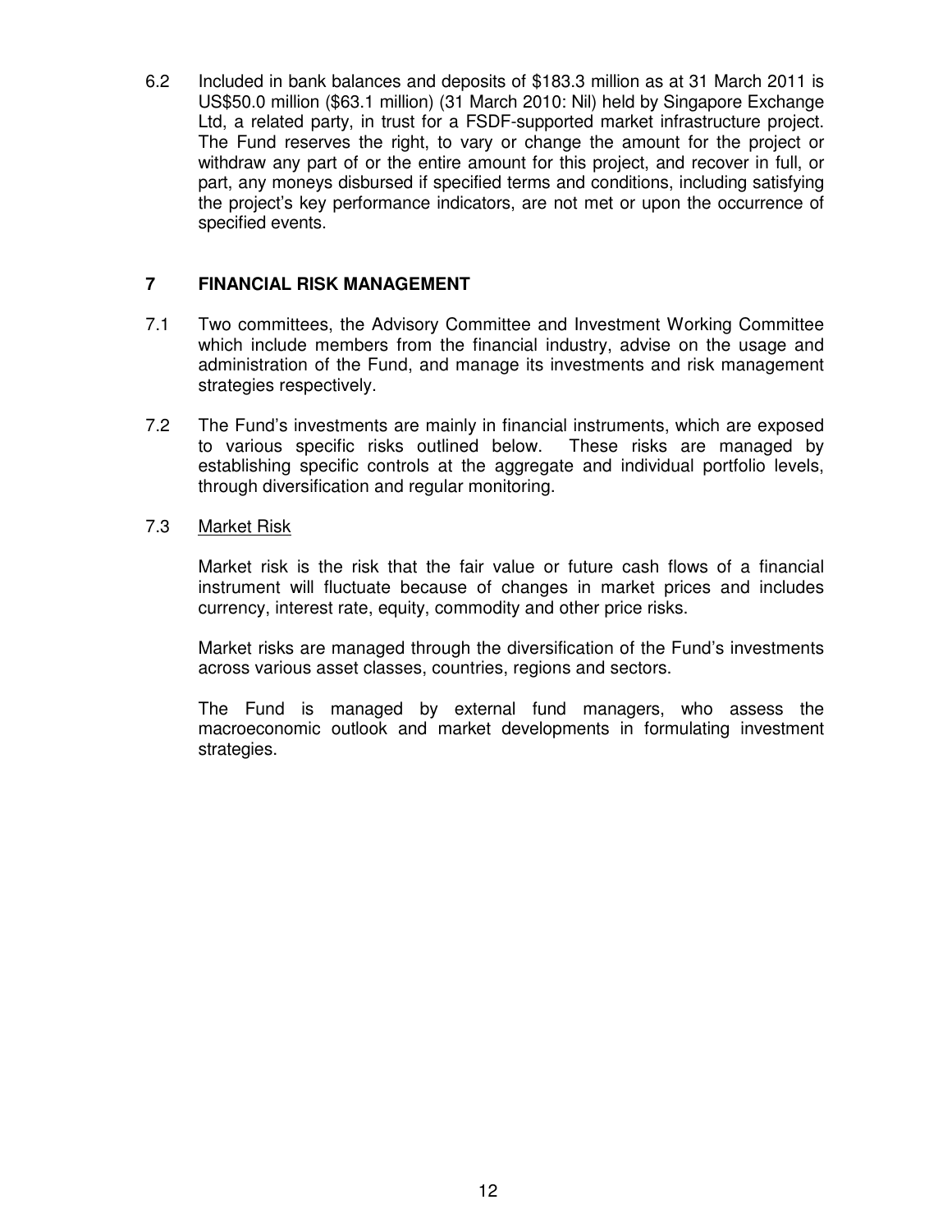6.2 Included in bank balances and deposits of $183.3 million as at 31 March 2011 is US$50.0 million ($63.1 million) (31 March 2010: Nil) held by Singapore Exchange Ltd, a related party, in trust for a FSDF-supported market infrastructure project. The Fund reserves the right, to vary or change the amount for the project or withdraw any part of or the entire amount for this project, and recover in full, or part, any moneys disbursed if specified terms and conditions, including satisfying the project's key performance indicators, are not met or upon the occurrence of specified events.

## 7 FINANCIAL RISK MANAGEMENT

7.1 Two committees, the Advisory Committee and Investment Working Committee which include members from the financial industry, advise on the usage and administration of the Fund, and manage its investments and risk management strategies respectively.

7.2 The Fund's investments are mainly in financial instruments, which are exposed to various specific risks outlined below. These risks are managed by establishing specific controls at the aggregate and individual portfolio levels, through diversification and regular monitoring.

7.3 Market Risk

Market risk is the risk that the fair value or future cash flows of a financial instrument will fluctuate because of changes in market prices and includes currency, interest rate, equity, commodity and other price risks.

Market risks are managed through the diversification of the Fund's investments across various asset classes, countries, regions and sectors.

The Fund is managed by external fund managers, who assess the macroeconomic outlook and market developments in formulating investment strategies.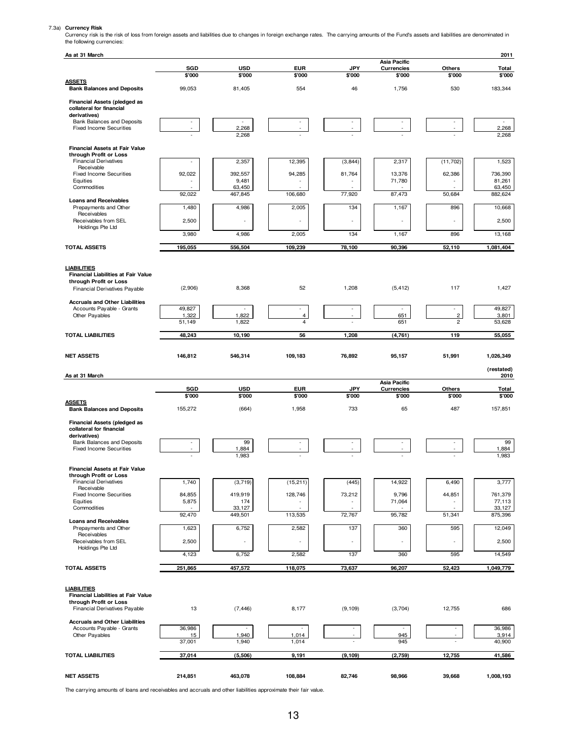7.3a) **Currency Risk**

Currency risk is the risk of loss from foreign assets and liabilities due to changes in foreign exchange rates. The carrying amounts of the Fund's assets and liabilities are denominated in the following currencies:

**As at 31 March 2011**

| | SGD | USD | EUR | JPY | Asia Pacific Currencies | Others | Total |
|---|---|---|---|---|---|---|---|
| | $'000 | $'000 | $'000 | $'000 | $'000 | $'000 | $'000 |
| **ASSETS** | | | | | | | |
| **Bank Balances and Deposits** | 99,053 | 81,405 | 554 | 46 | 1,756 | 530 | 183,344 |
| **Financial Assets (pledged as collateral for financial derivatives)** | | | | | | | |
| Bank Balances and Deposits | - | - | - | - | - | - | - |
| Fixed Income Securities | - | 2,268 | - | - | - | - | 2,268 |
| | - | 2,268 | - | - | - | - | 2,268 |
| **Financial Assets at Fair Value through Profit or Loss** | | | | | | | |
| Financial Derivatives Receivable | - | 2,357 | 12,395 | (3,844) | 2,317 | (11,702) | 1,523 |
| Fixed Income Securities | 92,022 | 392,557 | 94,285 | 81,764 | 13,376 | 62,386 | 736,390 |
| Equities | - | 9,481 | - | - | 71,780 | - | 81,261 |
| Commodities | - | 63,450 | - | - | - | - | 63,450 |
| | 92,022 | 467,845 | 106,680 | 77,920 | 87,473 | 50,684 | 882,624 |
| **Loans and Receivables** | | | | | | | |
| Prepayments and Other Receivables | 1,480 | 4,986 | 2,005 | 134 | 1,167 | 896 | 10,668 |
| Receivables from SEL Holdings Pte Ltd | 2,500 | - | - | - | - | - | 2,500 |
| | 3,980 | 4,986 | 2,005 | 134 | 1,167 | 896 | 13,168 |
| **TOTAL ASSETS** | **195,055** | **556,504** | **109,239** | **78,100** | **90,396** | **52,110** | **1,081,404** |
| **LIABILITIES** | | | | | | | |
| **Financial Liabilities at Fair Value through Profit or Loss** | | | | | | | |
| Financial Derivatives Payable | (2,906) | 8,368 | 52 | 1,208 | (5,412) | 117 | 1,427 |
| **Accruals and Other Liabilities** | | | | | | | |
| Accounts Payable - Grants | 49,827 | - | - | - | - | - | 49,827 |
| Other Payables | 1,322 | 1,822 | 4 | - | 651 | 2 | 3,801 |
| | 51,149 | 1,822 | 4 | - | 651 | 2 | 53,628 |
| **TOTAL LIABILITIES** | **48,243** | **10,190** | **56** | **1,208** | **(4,761)** | **119** | **55,055** |
| **NET ASSETS** | **146,812** | **546,314** | **109,183** | **76,892** | **95,157** | **51,991** | **1,026,349** |

**As at 31 March 2010 (restated)**

| | SGD | USD | EUR | JPY | Asia Pacific Currencies | Others | Total |
|---|---|---|---|---|---|---|---|
| | $'000 | $'000 | $'000 | $'000 | $'000 | $'000 | $'000 |
| **ASSETS** | | | | | | | |
| **Bank Balances and Deposits** | 155,272 | (664) | 1,958 | 733 | 65 | 487 | 157,851 |
| **Financial Assets (pledged as collateral for financial derivatives)** | | | | | | | |
| Bank Balances and Deposits | - | 99 | - | - | - | - | 99 |
| Fixed Income Securities | - | 1,884 | - | - | - | - | 1,884 |
| | - | 1,983 | - | - | - | - | 1,983 |
| **Financial Assets at Fair Value through Profit or Loss** | | | | | | | |
| Financial Derivatives Receivable | 1,740 | (3,719) | (15,211) | (445) | 14,922 | 6,490 | 3,777 |
| Fixed Income Securities | 84,855 | 419,919 | 128,746 | 73,212 | 9,796 | 44,851 | 761,379 |
| Equities | 5,875 | 174 | - | - | 71,064 | - | 77,113 |
| Commodities | - | 33,127 | - | - | - | - | 33,127 |
| | 92,470 | 449,501 | 113,535 | 72,767 | 95,782 | 51,341 | 875,396 |
| **Loans and Receivables** | | | | | | | |
| Prepayments and Other Receivables | 1,623 | 6,752 | 2,582 | 137 | 360 | 595 | 12,049 |
| Receivables from SEL Holdings Pte Ltd | 2,500 | - | - | - | - | - | 2,500 |
| | 4,123 | 6,752 | 2,582 | 137 | 360 | 595 | 14,549 |
| **TOTAL ASSETS** | **251,865** | **457,572** | **118,075** | **73,637** | **96,207** | **52,423** | **1,049,779** |
| **LIABILITIES** | | | | | | | |
| **Financial Liabilities at Fair Value through Profit or Loss** | | | | | | | |
| Financial Derivatives Payable | 13 | (7,446) | 8,177 | (9,109) | (3,704) | 12,755 | 686 |
| **Accruals and Other Liabilities** | | | | | | | |
| Accounts Payable - Grants | 36,986 | - | - | - | - | - | 36,986 |
| Other Payables | 15 | 1,940 | 1,014 | - | 945 | - | 3,914 |
| | 37,001 | 1,940 | 1,014 | - | 945 | - | 40,900 |
| **TOTAL LIABILITIES** | **37,014** | **(5,506)** | **9,191** | **(9,109)** | **(2,759)** | **12,755** | **41,586** |
| **NET ASSETS** | **214,851** | **463,078** | **108,884** | **82,746** | **98,966** | **39,668** | **1,008,193** |

The carrying amounts of loans and receivables and accruals and other liabilities approximate their fair value.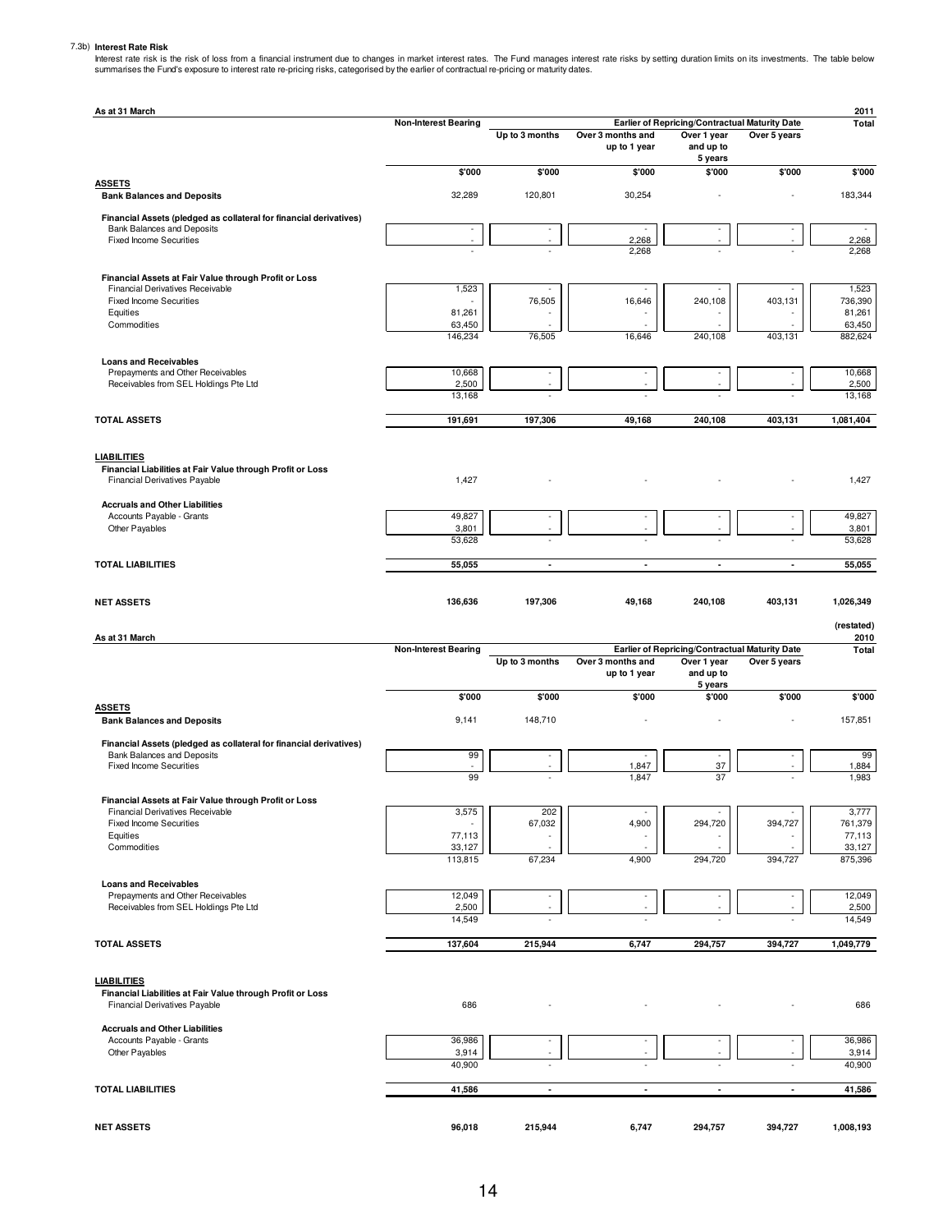7.3b) **Interest Rate Risk**

Interest rate risk is the risk of loss from a financial instrument due to changes in market interest rates. The Fund manages interest rate risks by setting duration limits on its investments. The table below summarises the Fund's exposure to interest rate re-pricing risks, categorised by the earlier of contractual re-pricing or maturity dates.

| As at 31 March | Non-Interest Bearing | Earlier of Repricing/Contractual Maturity Date | | | | 2011 Total |
|---|---|---|---|---|---|---|
| | | Up to 3 months | Over 3 months and up to 1 year | Over 1 year and up to 5 years | Over 5 years | |
| | $'000 | $'000 | $'000 | $'000 | $'000 | $'000 |
| **ASSETS** | | | | | | |
| **Bank Balances and Deposits** | 32,289 | 120,801 | 30,254 | - | - | 183,344 |
| **Financial Assets (pledged as collateral for financial derivatives)** | | | | | | |
| Bank Balances and Deposits | - | - | - | - | - | - |
| Fixed Income Securities | - | - | 2,268 | - | - | 2,268 |
| | - | - | 2,268 | - | - | 2,268 |
| **Financial Assets at Fair Value through Profit or Loss** | | | | | | |
| Financial Derivatives Receivable | 1,523 | - | - | - | - | 1,523 |
| Fixed Income Securities | - | 76,505 | 16,646 | 240,108 | 403,131 | 736,390 |
| Equities | 81,261 | - | - | - | - | 81,261 |
| Commodities | 63,450 | - | - | - | - | 63,450 |
| | 146,234 | 76,505 | 16,646 | 240,108 | 403,131 | 882,624 |
| **Loans and Receivables** | | | | | | |
| Prepayments and Other Receivables | 10,668 | - | - | - | - | 10,668 |
| Receivables from SEL Holdings Pte Ltd | 2,500 | - | - | - | - | 2,500 |
| | 13,168 | - | - | - | - | 13,168 |
| **TOTAL ASSETS** | **191,691** | **197,306** | **49,168** | **240,108** | **403,131** | **1,081,404** |
| **LIABILITIES** | | | | | | |
| **Financial Liabilities at Fair Value through Profit or Loss** | | | | | | |
| Financial Derivatives Payable | 1,427 | - | - | - | - | 1,427 |
| **Accruals and Other Liabilities** | | | | | | |
| Accounts Payable - Grants | 49,827 | - | - | - | - | 49,827 |
| Other Payables | 3,801 | - | - | - | - | 3,801 |
| | 53,628 | - | - | - | - | 53,628 |
| **TOTAL LIABILITIES** | **55,055** | **-** | **-** | **-** | **-** | **55,055** |
| **NET ASSETS** | **136,636** | **197,306** | **49,168** | **240,108** | **403,131** | **1,026,349** |

| As at 31 March | Non-Interest Bearing | Earlier of Repricing/Contractual Maturity Date | | | | (restated) 2010 Total |
|---|---|---|---|---|---|---|
| | | Up to 3 months | Over 3 months and up to 1 year | Over 1 year and up to 5 years | Over 5 years | |
| | $'000 | $'000 | $'000 | $'000 | $'000 | $'000 |
| **ASSETS** | | | | | | |
| **Bank Balances and Deposits** | 9,141 | 148,710 | - | - | - | 157,851 |
| **Financial Assets (pledged as collateral for financial derivatives)** | | | | | | |
| Bank Balances and Deposits | 99 | - | - | - | - | 99 |
| Fixed Income Securities | - | - | 1,847 | 37 | - | 1,884 |
| | 99 | - | 1,847 | 37 | - | 1,983 |
| **Financial Assets at Fair Value through Profit or Loss** | | | | | | |
| Financial Derivatives Receivable | 3,575 | 202 | - | - | - | 3,777 |
| Fixed Income Securities | - | 67,032 | 4,900 | 294,720 | 394,727 | 761,379 |
| Equities | 77,113 | - | - | - | - | 77,113 |
| Commodities | 33,127 | - | - | - | - | 33,127 |
| | 113,815 | 67,234 | 4,900 | 294,720 | 394,727 | 875,396 |
| **Loans and Receivables** | | | | | | |
| Prepayments and Other Receivables | 12,049 | - | - | - | - | 12,049 |
| Receivables from SEL Holdings Pte Ltd | 2,500 | - | - | - | - | 2,500 |
| | 14,549 | - | - | - | - | 14,549 |
| **TOTAL ASSETS** | **137,604** | **215,944** | **6,747** | **294,757** | **394,727** | **1,049,779** |
| **LIABILITIES** | | | | | | |
| **Financial Liabilities at Fair Value through Profit or Loss** | | | | | | |
| Financial Derivatives Payable | 686 | - | - | - | - | 686 |
| **Accruals and Other Liabilities** | | | | | | |
| Accounts Payable - Grants | 36,986 | - | - | - | - | 36,986 |
| Other Payables | 3,914 | - | - | - | - | 3,914 |
| | 40,900 | - | - | - | - | 40,900 |
| **TOTAL LIABILITIES** | **41,586** | **-** | **-** | **-** | **-** | **41,586** |
| **NET ASSETS** | **96,018** | **215,944** | **6,747** | **294,757** | **394,727** | **1,008,193** |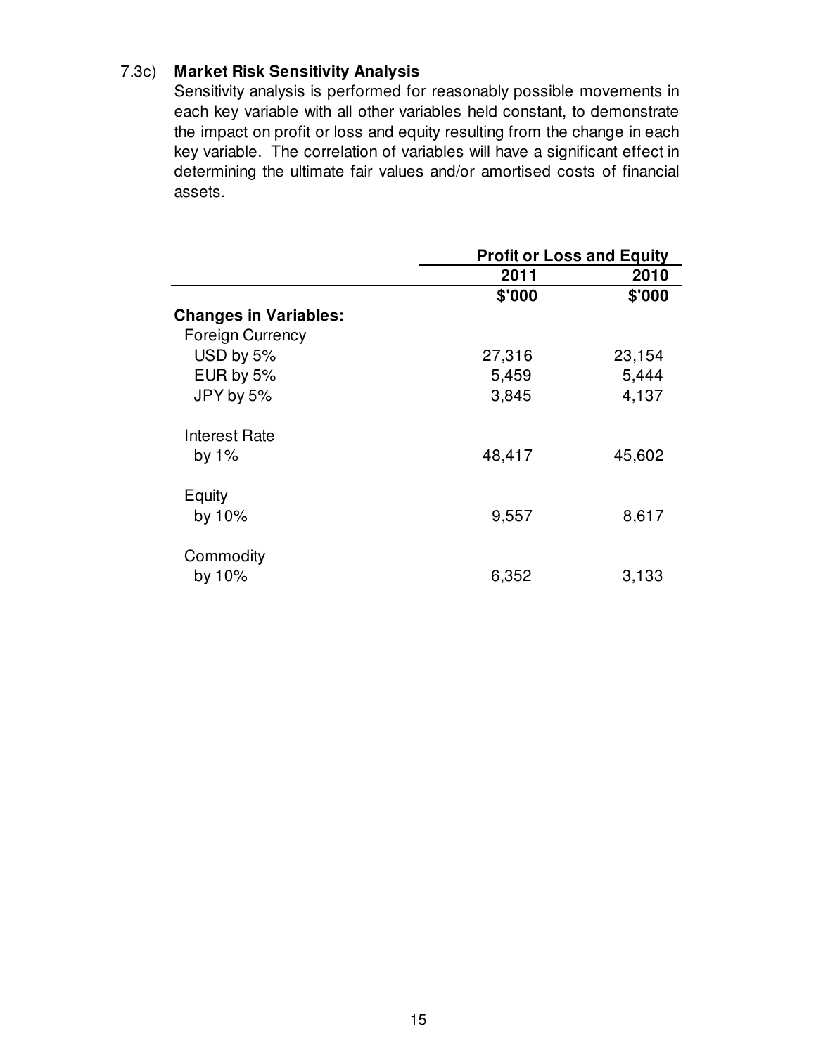### 7.3c) **Market Risk Sensitivity Analysis**

Sensitivity analysis is performed for reasonably possible movements in each key variable with all other variables held constant, to demonstrate the impact on profit or loss and equity resulting from the change in each key variable. The correlation of variables will have a significant effect in determining the ultimate fair values and/or amortised costs of financial assets.

| | **Profit or Loss and Equity** | |
|---|---|---|
| | **2011** | **2010** |
| | **$'000** | **$'000** |
| **Changes in Variables:** | | |
| Foreign Currency | | |
| USD by 5% | 27,316 | 23,154 |
| EUR by 5% | 5,459 | 5,444 |
| JPY by 5% | 3,845 | 4,137 |
| Interest Rate | | |
| by 1% | 48,417 | 45,602 |
| Equity | | |
| by 10% | 9,557 | 8,617 |
| Commodity | | |
| by 10% | 6,352 | 3,133 |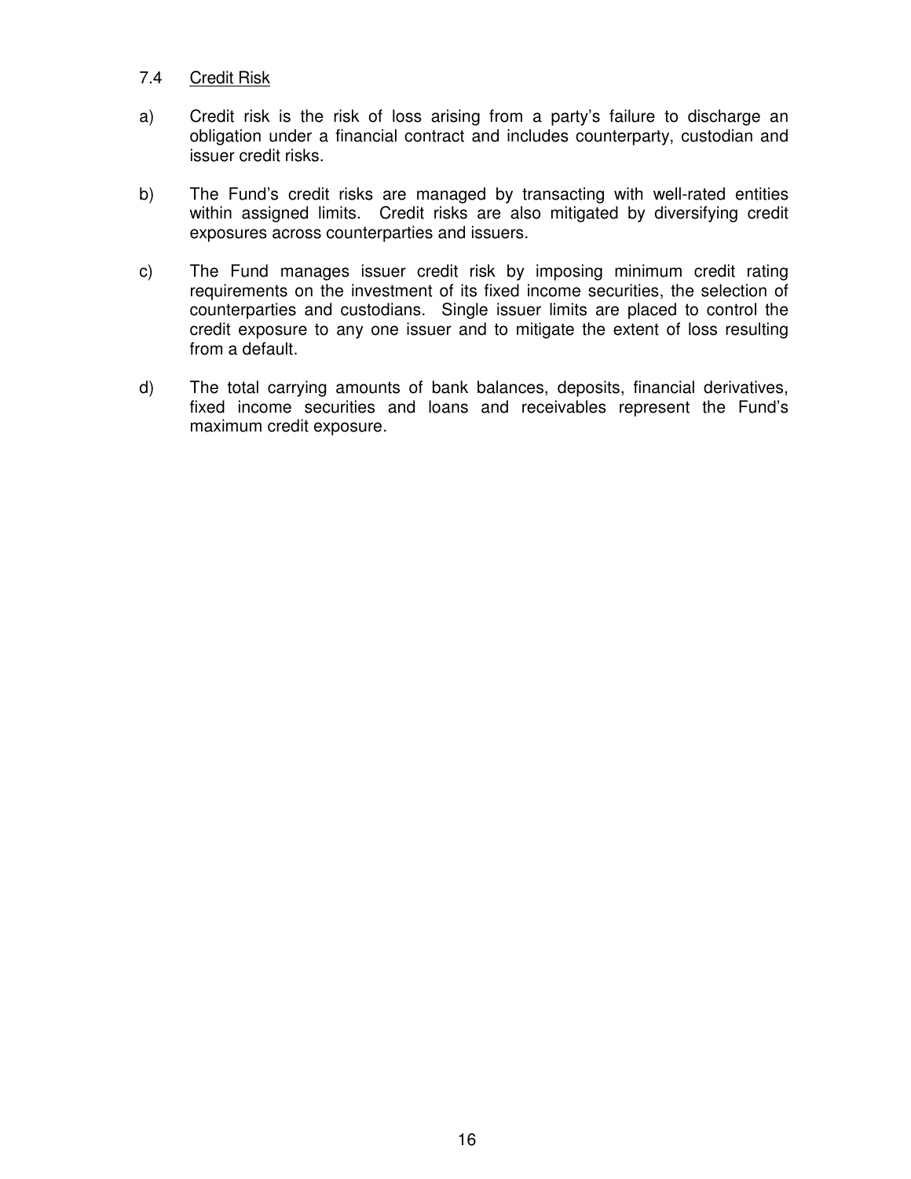### 7.4 Credit Risk

a) Credit risk is the risk of loss arising from a party's failure to discharge an obligation under a financial contract and includes counterparty, custodian and issuer credit risks.

b) The Fund's credit risks are managed by transacting with well-rated entities within assigned limits. Credit risks are also mitigated by diversifying credit exposures across counterparties and issuers.

c) The Fund manages issuer credit risk by imposing minimum credit rating requirements on the investment of its fixed income securities, the selection of counterparties and custodians. Single issuer limits are placed to control the credit exposure to any one issuer and to mitigate the extent of loss resulting from a default.

d) The total carrying amounts of bank balances, deposits, financial derivatives, fixed income securities and loans and receivables represent the Fund's maximum credit exposure.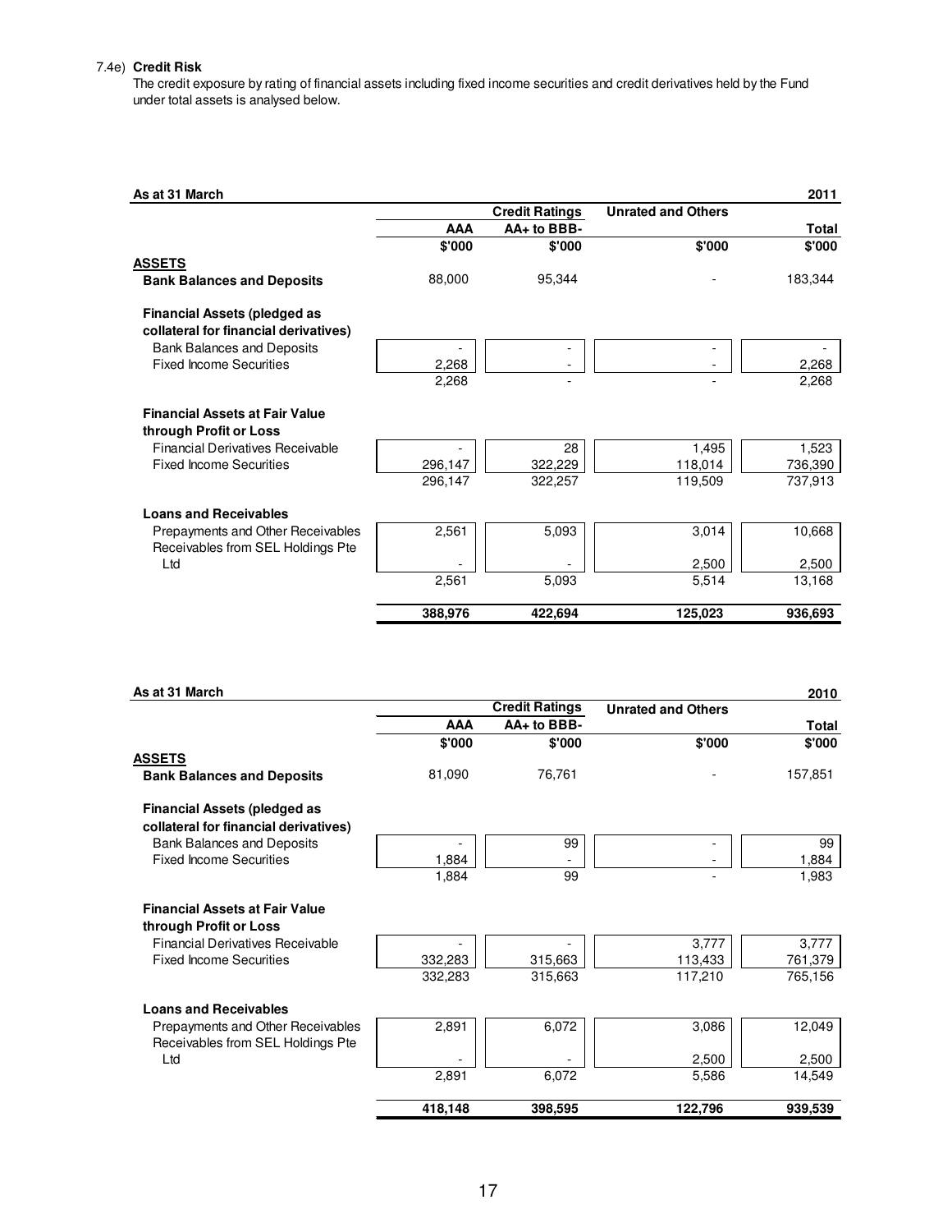7.4e) **Credit Risk**

The credit exposure by rating of financial assets including fixed income securities and credit derivatives held by the Fund under total assets is analysed below.

| As at 31 March | | | | 2011 |
|---|---|---|---|---|
| | Credit Ratings | | Unrated and Others | |
| | AAA | AA+ to BBB- | | Total |
| | $'000 | $'000 | $'000 | $'000 |
| **ASSETS** | | | | |
| **Bank Balances and Deposits** | 88,000 | 95,344 | - | 183,344 |
| **Financial Assets (pledged as collateral for financial derivatives)** | | | | |
| Bank Balances and Deposits | - | - | - | - |
| Fixed Income Securities | 2,268 | - | - | 2,268 |
| | 2,268 | - | - | 2,268 |
| **Financial Assets at Fair Value through Profit or Loss** | | | | |
| Financial Derivatives Receivable | - | 28 | 1,495 | 1,523 |
| Fixed Income Securities | 296,147 | 322,229 | 118,014 | 736,390 |
| | 296,147 | 322,257 | 119,509 | 737,913 |
| **Loans and Receivables** | | | | |
| Prepayments and Other Receivables | 2,561 | 5,093 | 3,014 | 10,668 |
| Receivables from SEL Holdings Pte Ltd | - | - | 2,500 | 2,500 |
| | 2,561 | 5,093 | 5,514 | 13,168 |
| | **388,976** | **422,694** | **125,023** | **936,693** |

| As at 31 March | | | | 2010 |
|---|---|---|---|---|
| | Credit Ratings | | Unrated and Others | |
| | AAA | AA+ to BBB- | | Total |
| | $'000 | $'000 | $'000 | $'000 |
| **ASSETS** | | | | |
| **Bank Balances and Deposits** | 81,090 | 76,761 | - | 157,851 |
| **Financial Assets (pledged as collateral for financial derivatives)** | | | | |
| Bank Balances and Deposits | - | 99 | - | 99 |
| Fixed Income Securities | 1,884 | - | - | 1,884 |
| | 1,884 | 99 | - | 1,983 |
| **Financial Assets at Fair Value through Profit or Loss** | | | | |
| Financial Derivatives Receivable | - | - | 3,777 | 3,777 |
| Fixed Income Securities | 332,283 | 315,663 | 113,433 | 761,379 |
| | 332,283 | 315,663 | 117,210 | 765,156 |
| **Loans and Receivables** | | | | |
| Prepayments and Other Receivables | 2,891 | 6,072 | 3,086 | 12,049 |
| Receivables from SEL Holdings Pte Ltd | - | - | 2,500 | 2,500 |
| | 2,891 | 6,072 | 5,586 | 14,549 |
| | **418,148** | **398,595** | **122,796** | **939,539** |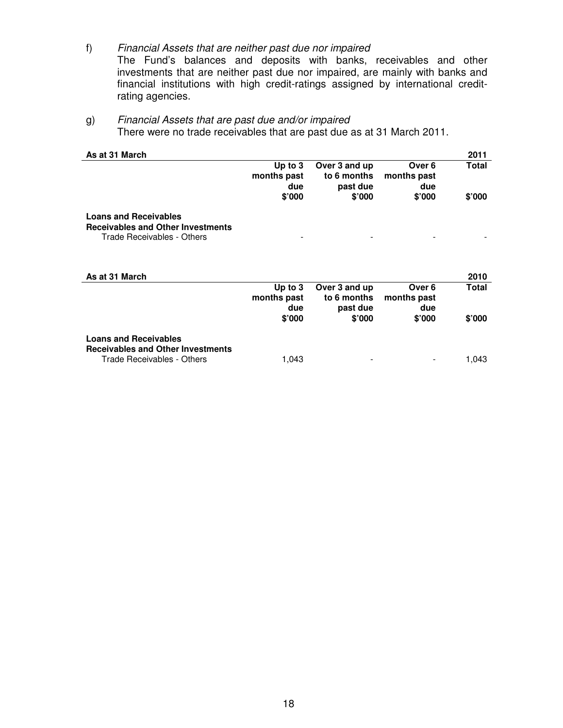f) *Financial Assets that are neither past due nor impaired*

The Fund's balances and deposits with banks, receivables and other investments that are neither past due nor impaired, are mainly with banks and financial institutions with high credit-ratings assigned by international credit-rating agencies.

g) *Financial Assets that are past due and/or impaired*

There were no trade receivables that are past due as at 31 March 2011.

| **As at 31 March** | | | | **2011** |
|---|---|---|---|---|
| | **Up to 3 months past due** | **Over 3 and up to 6 months past due** | **Over 6 months past due** | **Total** |
| | **$'000** | **$'000** | **$'000** | **$'000** |
| **Loans and Receivables** | | | | |
| **Receivables and Other Investments** | | | | |
| Trade Receivables - Others | - | - | - | - |

| **As at 31 March** | | | | **2010** |
|---|---|---|---|---|
| | **Up to 3 months past due** | **Over 3 and up to 6 months past due** | **Over 6 months past due** | **Total** |
| | **$'000** | **$'000** | **$'000** | **$'000** |
| **Loans and Receivables** | | | | |
| **Receivables and Other Investments** | | | | |
| Trade Receivables - Others | 1,043 | - | - | 1,043 |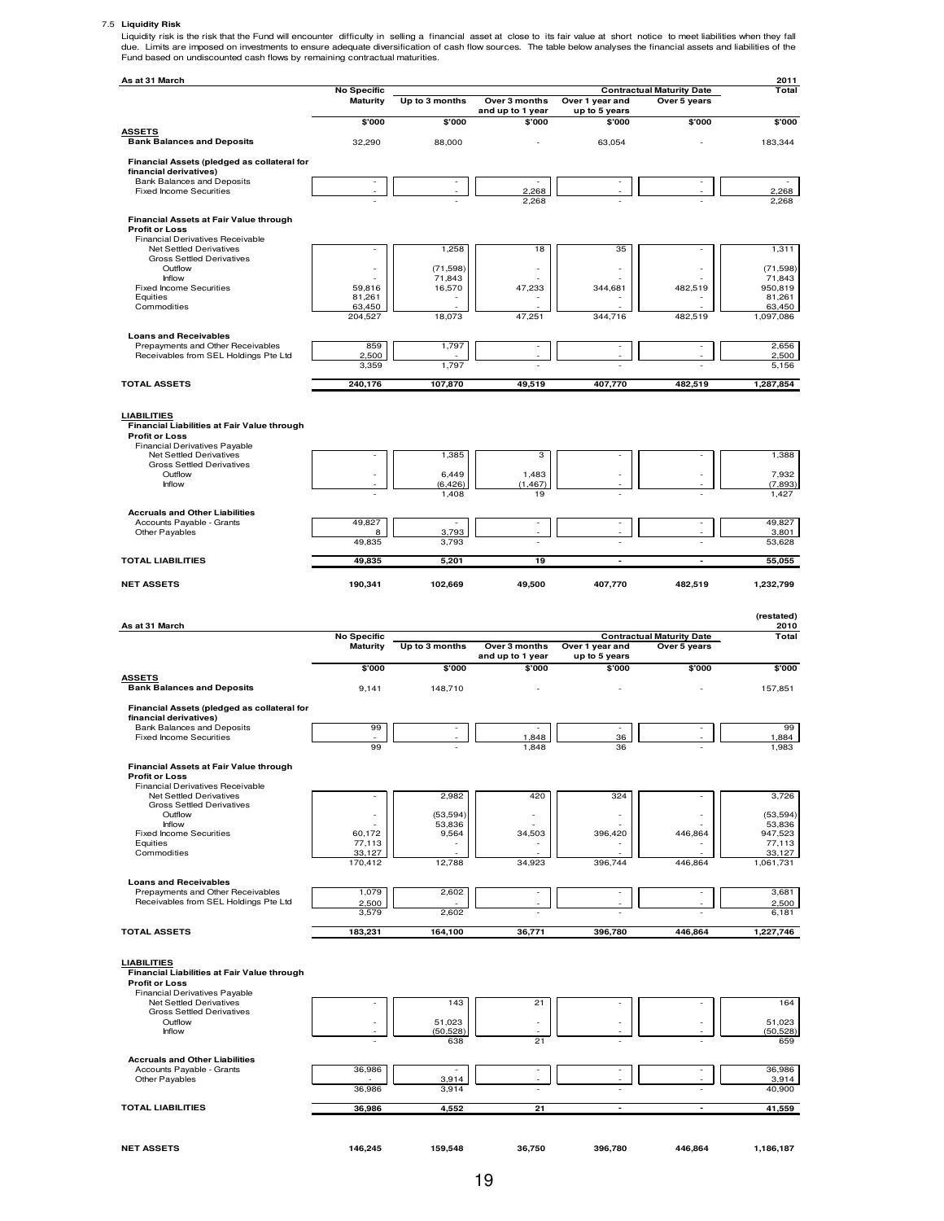### 7.5 Liquidity Risk

Liquidity risk is the risk that the Fund will encounter difficulty in selling a financial asset at close to its fair value at short notice to meet liabilities when they fall due. Limits are imposed on investments to ensure adequate diversification of cash flow sources. The table below analyses the financial assets and liabilities of the Fund based on undiscounted cash flows by remaining contractual maturities.

| As at 31 March | No Specific Maturity | Contractual Maturity Date | | | | 2011 Total |
|---|---|---|---|---|---|---|
| | | Up to 3 months | Over 3 months and up to 1 year | Over 1 year and up to 5 years | Over 5 years | |
| | $'000 | $'000 | $'000 | $'000 | $'000 | $'000 |
| **ASSETS** | | | | | | |
| **Bank Balances and Deposits** | 32,290 | 88,000 | - | 63,054 | - | 183,344 |
| **Financial Assets (pledged as collateral for financial derivatives)** | | | | | | |
| Bank Balances and Deposits | - | - | - | - | - | - |
| Fixed Income Securities | - | - | 2,268 | - | - | 2,268 |
| | - | - | 2,268 | - | - | 2,268 |
| **Financial Assets at Fair Value through Profit or Loss** | | | | | | |
| Financial Derivatives Receivable | | | | | | |
| Net Settled Derivatives | - | 1,258 | 18 | 35 | - | 1,311 |
| Gross Settled Derivatives | | | | | | |
| Outflow | - | (71,598) | - | - | - | (71,598) |
| Inflow | - | 71,843 | - | - | - | 71,843 |
| Fixed Income Securities | 59,816 | 16,570 | 47,233 | 344,681 | 482,519 | 950,819 |
| Equities | 81,261 | - | - | - | - | 81,261 |
| Commodities | 63,450 | - | - | - | - | 63,450 |
| | 204,527 | 18,073 | 47,251 | 344,716 | 482,519 | 1,097,086 |
| **Loans and Receivables** | | | | | | |
| Prepayments and Other Receivables | 859 | 1,797 | - | - | - | 2,656 |
| Receivables from SEL Holdings Pte Ltd | 2,500 | - | - | - | - | 2,500 |
| | 3,359 | 1,797 | - | - | - | 5,156 |
| **TOTAL ASSETS** | **240,176** | **107,870** | **49,519** | **407,770** | **482,519** | **1,287,854** |
| **LIABILITIES** | | | | | | |
| **Financial Liabilities at Fair Value through Profit or Loss** | | | | | | |
| Financial Derivatives Payable | | | | | | |
| Net Settled Derivatives | - | 1,385 | 3 | - | - | 1,388 |
| Gross Settled Derivatives | | | | | | |
| Outflow | - | 6,449 | 1,483 | - | - | 7,932 |
| Inflow | - | (6,426) | (1,467) | - | - | (7,893) |
| | - | 1,408 | 19 | - | - | 1,427 |
| **Accruals and Other Liabilities** | | | | | | |
| Accounts Payable - Grants | 49,827 | - | - | - | - | 49,827 |
| Other Payables | 8 | 3,793 | - | - | - | 3,801 |
| | 49,835 | 3,793 | - | - | - | 53,628 |
| **TOTAL LIABILITIES** | **49,835** | **5,201** | **19** | **-** | **-** | **55,055** |
| **NET ASSETS** | **190,341** | **102,669** | **49,500** | **407,770** | **482,519** | **1,232,799** |

| As at 31 March | No Specific Maturity | Contractual Maturity Date | | | | (restated) 2010 Total |
|---|---|---|---|---|---|---|
| | | Up to 3 months | Over 3 months and up to 1 year | Over 1 year and up to 5 years | Over 5 years | |
| | $'000 | $'000 | $'000 | $'000 | $'000 | $'000 |
| **ASSETS** | | | | | | |
| **Bank Balances and Deposits** | 9,141 | 148,710 | - | - | - | 157,851 |
| **Financial Assets (pledged as collateral for financial derivatives)** | | | | | | |
| Bank Balances and Deposits | 99 | - | - | - | - | 99 |
| Fixed Income Securities | - | - | 1,848 | 36 | - | 1,884 |
| | 99 | - | 1,848 | 36 | - | 1,983 |
| **Financial Assets at Fair Value through Profit or Loss** | | | | | | |
| Financial Derivatives Receivable | | | | | | |
| Net Settled Derivatives | - | 2,982 | 420 | 324 | - | 3,726 |
| Gross Settled Derivatives | | | | | | |
| Outflow | - | (53,594) | - | - | - | (53,594) |
| Inflow | - | 53,836 | - | - | - | 53,836 |
| Fixed Income Securities | 60,172 | 9,564 | 34,503 | 396,420 | 446,864 | 947,523 |
| Equities | 77,113 | - | - | - | - | 77,113 |
| Commodities | 33,127 | - | - | - | - | 33,127 |
| | 170,412 | 12,788 | 34,923 | 396,744 | 446,864 | 1,061,731 |
| **Loans and Receivables** | | | | | | |
| Prepayments and Other Receivables | 1,079 | 2,602 | - | - | - | 3,681 |
| Receivables from SEL Holdings Pte Ltd | 2,500 | - | - | - | - | 2,500 |
| | 3,579 | 2,602 | - | - | - | 6,181 |
| **TOTAL ASSETS** | **183,231** | **164,100** | **36,771** | **396,780** | **446,864** | **1,227,746** |
| **LIABILITIES** | | | | | | |
| **Financial Liabilities at Fair Value through Profit or Loss** | | | | | | |
| Financial Derivatives Payable | | | | | | |
| Net Settled Derivatives | - | 143 | 21 | - | - | 164 |
| Gross Settled Derivatives | | | | | | |
| Outflow | - | 51,023 | - | - | - | 51,023 |
| Inflow | - | (50,528) | - | - | - | (50,528) |
| | - | 638 | 21 | - | - | 659 |
| **Accruals and Other Liabilities** | | | | | | |
| Accounts Payable - Grants | 36,986 | - | - | - | - | 36,986 |
| Other Payables | - | 3,914 | - | - | - | 3,914 |
| | 36,986 | 3,914 | - | - | - | 40,900 |
| **TOTAL LIABILITIES** | **36,986** | **4,552** | **21** | **-** | **-** | **41,559** |
| **NET ASSETS** | **146,245** | **159,548** | **36,750** | **396,780** | **446,864** | **1,186,187** |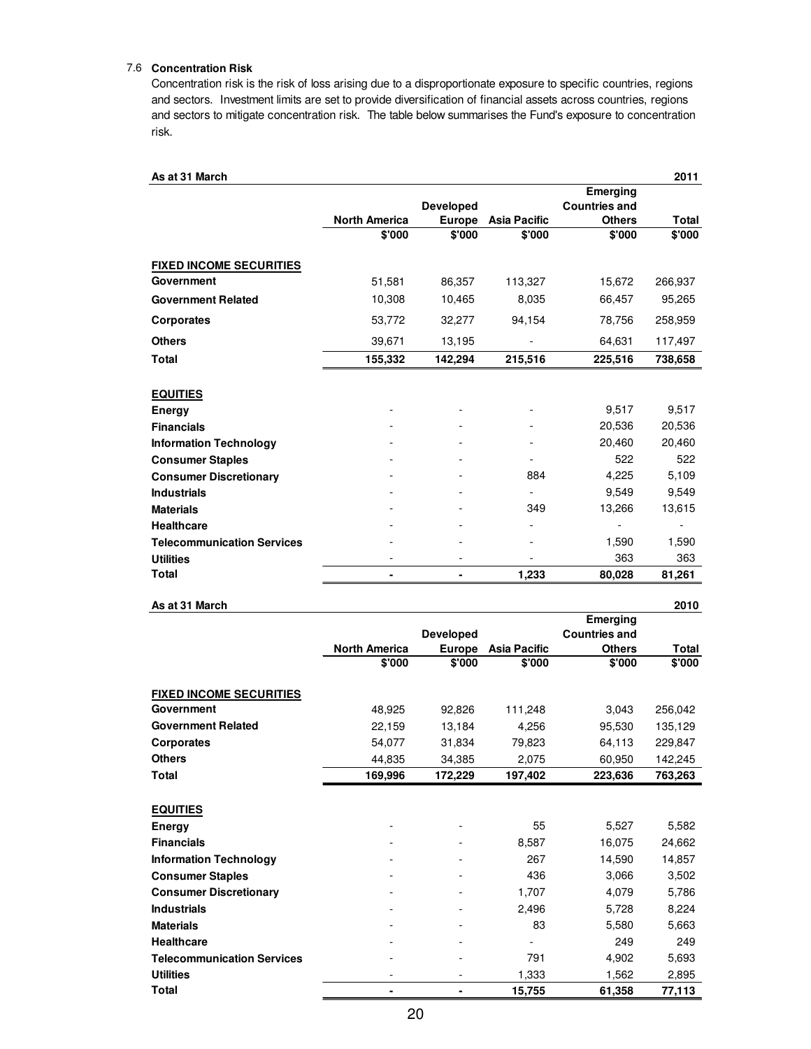### 7.6 Concentration Risk

Concentration risk is the risk of loss arising due to a disproportionate exposure to specific countries, regions and sectors. Investment limits are set to provide diversification of financial assets across countries, regions and sectors to mitigate concentration risk. The table below summarises the Fund's exposure to concentration risk.

| As at 31 March | | | | | 2011 |
|---|---|---|---|---|---|
| | North America | Developed Europe | Asia Pacific | Emerging Countries and Others | Total |
| | $'000 | $'000 | $'000 | $'000 | $'000 |
| **FIXED INCOME SECURITIES** | | | | | |
| **Government** | 51,581 | 86,357 | 113,327 | 15,672 | 266,937 |
| **Government Related** | 10,308 | 10,465 | 8,035 | 66,457 | 95,265 |
| **Corporates** | 53,772 | 32,277 | 94,154 | 78,756 | 258,959 |
| **Others** | 39,671 | 13,195 | - | 64,631 | 117,497 |
| **Total** | **155,332** | **142,294** | **215,516** | **225,516** | **738,658** |
| **EQUITIES** | | | | | |
| **Energy** | - | - | - | 9,517 | 9,517 |
| **Financials** | - | - | - | 20,536 | 20,536 |
| **Information Technology** | - | - | - | 20,460 | 20,460 |
| **Consumer Staples** | - | - | - | 522 | 522 |
| **Consumer Discretionary** | - | - | 884 | 4,225 | 5,109 |
| **Industrials** | - | - | - | 9,549 | 9,549 |
| **Materials** | - | - | 349 | 13,266 | 13,615 |
| **Healthcare** | - | - | - | - | - |
| **Telecommunication Services** | - | - | - | 1,590 | 1,590 |
| **Utilities** | - | - | - | 363 | 363 |
| **Total** | **-** | **-** | **1,233** | **80,028** | **81,261** |

| As at 31 March | | | | | 2010 |
|---|---|---|---|---|---|
| | North America | Developed Europe | Asia Pacific | Emerging Countries and Others | Total |
| | $'000 | $'000 | $'000 | $'000 | $'000 |
| **FIXED INCOME SECURITIES** | | | | | |
| **Government** | 48,925 | 92,826 | 111,248 | 3,043 | 256,042 |
| **Government Related** | 22,159 | 13,184 | 4,256 | 95,530 | 135,129 |
| **Corporates** | 54,077 | 31,834 | 79,823 | 64,113 | 229,847 |
| **Others** | 44,835 | 34,385 | 2,075 | 60,950 | 142,245 |
| **Total** | **169,996** | **172,229** | **197,402** | **223,636** | **763,263** |
| **EQUITIES** | | | | | |
| **Energy** | - | - | 55 | 5,527 | 5,582 |
| **Financials** | - | - | 8,587 | 16,075 | 24,662 |
| **Information Technology** | - | - | 267 | 14,590 | 14,857 |
| **Consumer Staples** | - | - | 436 | 3,066 | 3,502 |
| **Consumer Discretionary** | - | - | 1,707 | 4,079 | 5,786 |
| **Industrials** | - | - | 2,496 | 5,728 | 8,224 |
| **Materials** | - | - | 83 | 5,580 | 5,663 |
| **Healthcare** | - | - | - | 249 | 249 |
| **Telecommunication Services** | - | - | 791 | 4,902 | 5,693 |
| **Utilities** | - | - | 1,333 | 1,562 | 2,895 |
| **Total** | **-** | **-** | **15,755** | **61,358** | **77,113** |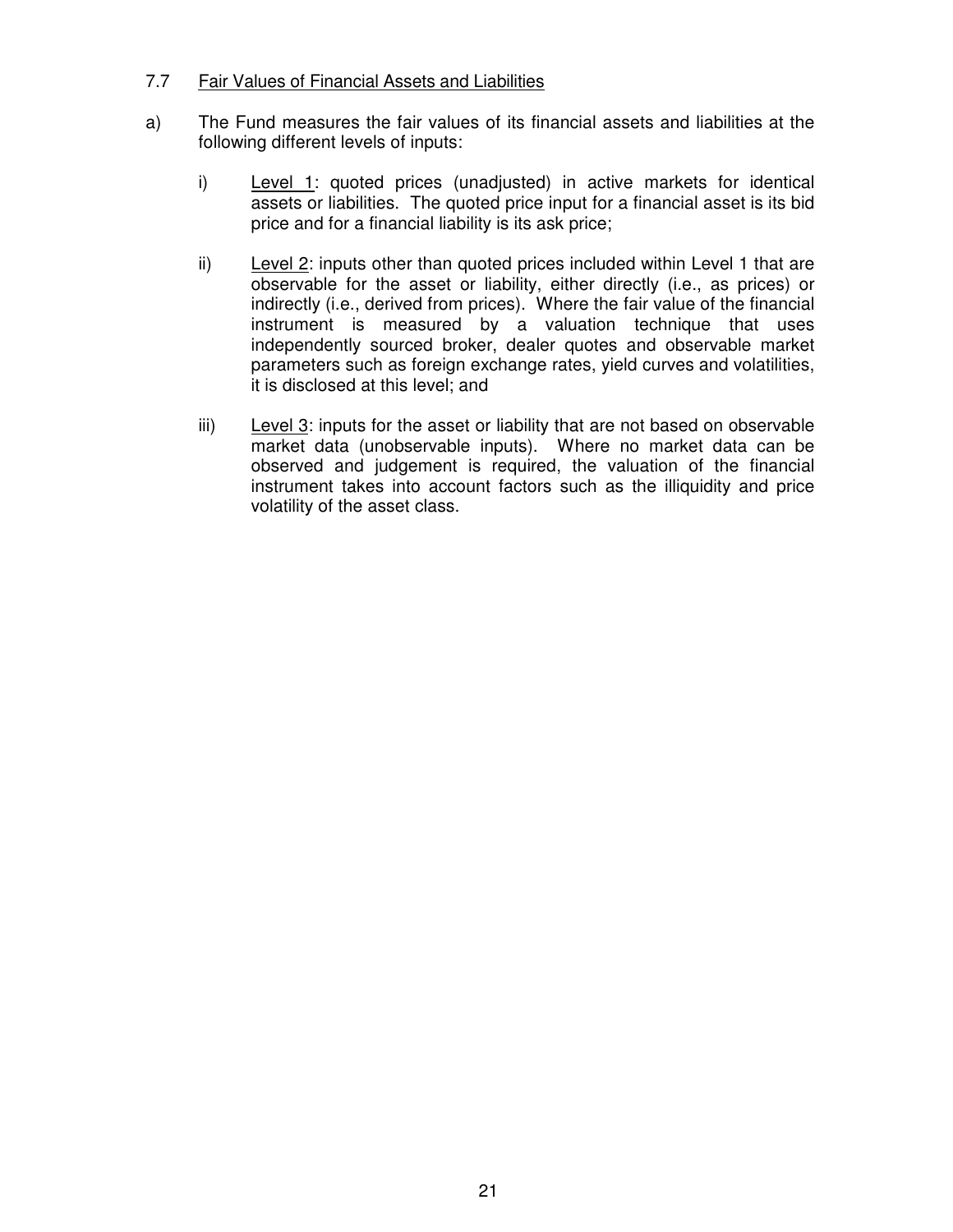7.7 Fair Values of Financial Assets and Liabilities

a) The Fund measures the fair values of its financial assets and liabilities at the following different levels of inputs:

   i) Level 1: quoted prices (unadjusted) in active markets for identical assets or liabilities. The quoted price input for a financial asset is its bid price and for a financial liability is its ask price;

   ii) Level 2: inputs other than quoted prices included within Level 1 that are observable for the asset or liability, either directly (i.e., as prices) or indirectly (i.e., derived from prices). Where the fair value of the financial instrument is measured by a valuation technique that uses independently sourced broker, dealer quotes and observable market parameters such as foreign exchange rates, yield curves and volatilities, it is disclosed at this level; and

   iii) Level 3: inputs for the asset or liability that are not based on observable market data (unobservable inputs). Where no market data can be observed and judgement is required, the valuation of the financial instrument takes into account factors such as the illiquidity and price volatility of the asset class.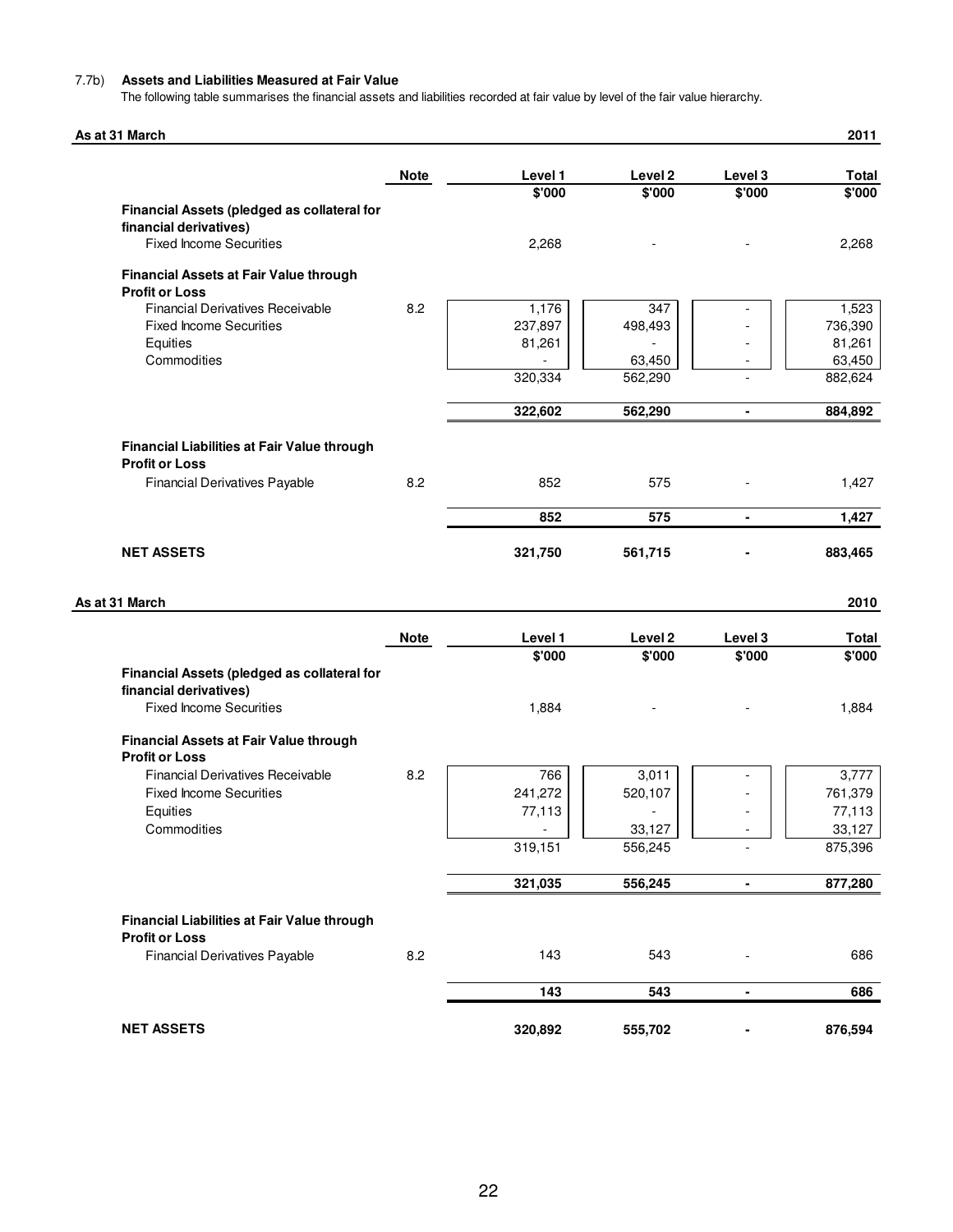7.7b) **Assets and Liabilities Measured at Fair Value**

The following table summarises the financial assets and liabilities recorded at fair value by level of the fair value hierarchy.

**As at 31 March 2011**

| | Note | Level 1 | Level 2 | Level 3 | Total |
|---|---|---|---|---|---|
| | | $'000 | $'000 | $'000 | $'000 |
| **Financial Assets (pledged as collateral for financial derivatives)** | | | | | |
| Fixed Income Securities | | 2,268 | - | - | 2,268 |
| **Financial Assets at Fair Value through Profit or Loss** | | | | | |
| Financial Derivatives Receivable | 8.2 | 1,176 | 347 | - | 1,523 |
| Fixed Income Securities | | 237,897 | 498,493 | - | 736,390 |
| Equities | | 81,261 | - | - | 81,261 |
| Commodities | | - | 63,450 | - | 63,450 |
| | | 320,334 | 562,290 | - | 882,624 |
| | | **322,602** | **562,290** | **-** | **884,892** |
| **Financial Liabilities at Fair Value through Profit or Loss** | | | | | |
| Financial Derivatives Payable | 8.2 | 852 | 575 | - | 1,427 |
| | | **852** | **575** | **-** | **1,427** |
| **NET ASSETS** | | **321,750** | **561,715** | **-** | **883,465** |

**As at 31 March 2010**

| | Note | Level 1 | Level 2 | Level 3 | Total |
|---|---|---|---|---|---|
| | | $'000 | $'000 | $'000 | $'000 |
| **Financial Assets (pledged as collateral for financial derivatives)** | | | | | |
| Fixed Income Securities | | 1,884 | - | - | 1,884 |
| **Financial Assets at Fair Value through Profit or Loss** | | | | | |
| Financial Derivatives Receivable | 8.2 | 766 | 3,011 | - | 3,777 |
| Fixed Income Securities | | 241,272 | 520,107 | - | 761,379 |
| Equities | | 77,113 | - | - | 77,113 |
| Commodities | | - | 33,127 | - | 33,127 |
| | | 319,151 | 556,245 | - | 875,396 |
| | | **321,035** | **556,245** | **-** | **877,280** |
| **Financial Liabilities at Fair Value through Profit or Loss** | | | | | |
| Financial Derivatives Payable | 8.2 | 143 | 543 | - | 686 |
| | | **143** | **543** | **-** | **686** |
| **NET ASSETS** | | **320,892** | **555,702** | **-** | **876,594** |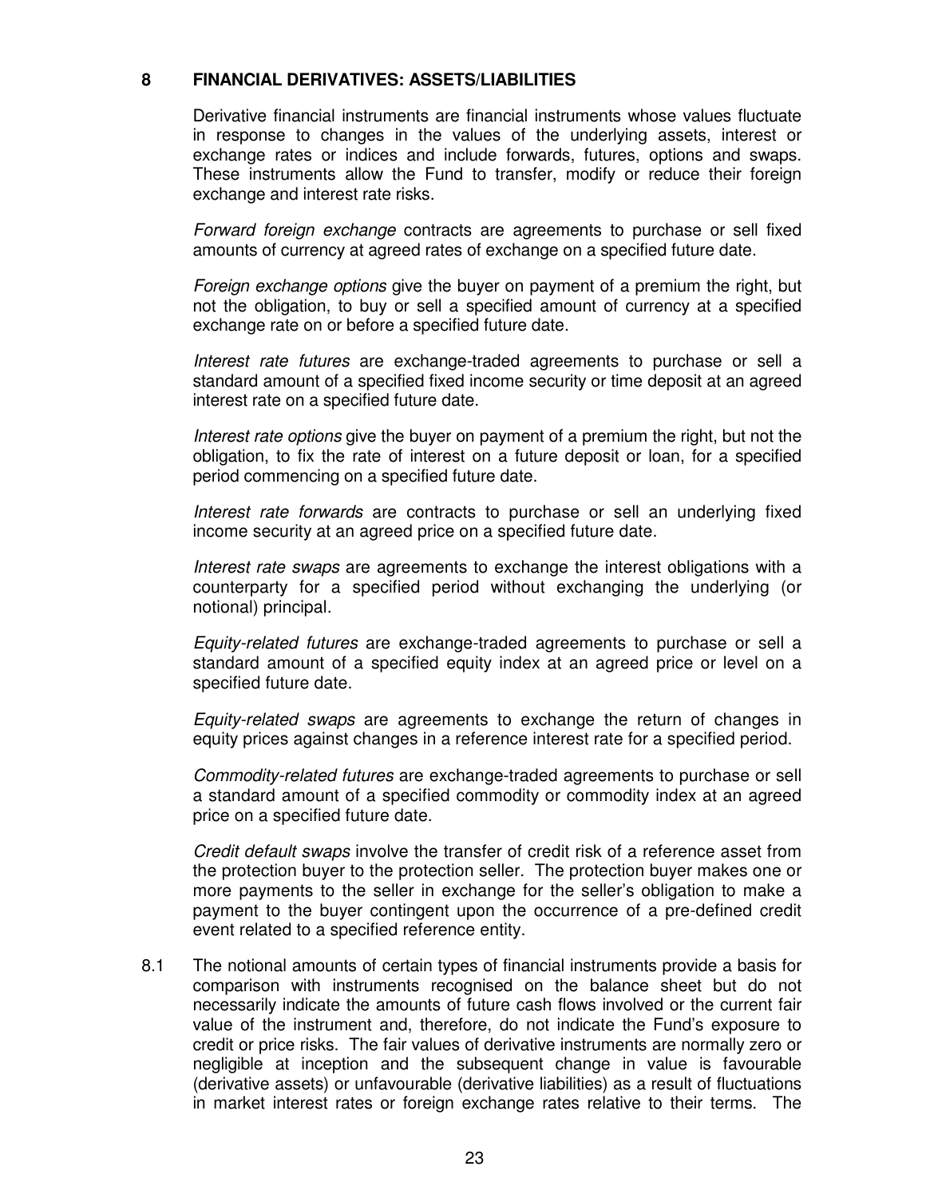## 8 FINANCIAL DERIVATIVES: ASSETS/LIABILITIES

Derivative financial instruments are financial instruments whose values fluctuate in response to changes in the values of the underlying assets, interest or exchange rates or indices and include forwards, futures, options and swaps. These instruments allow the Fund to transfer, modify or reduce their foreign exchange and interest rate risks.

*Forward foreign exchange* contracts are agreements to purchase or sell fixed amounts of currency at agreed rates of exchange on a specified future date.

*Foreign exchange options* give the buyer on payment of a premium the right, but not the obligation, to buy or sell a specified amount of currency at a specified exchange rate on or before a specified future date.

*Interest rate futures* are exchange-traded agreements to purchase or sell a standard amount of a specified fixed income security or time deposit at an agreed interest rate on a specified future date.

*Interest rate options* give the buyer on payment of a premium the right, but not the obligation, to fix the rate of interest on a future deposit or loan, for a specified period commencing on a specified future date.

*Interest rate forwards* are contracts to purchase or sell an underlying fixed income security at an agreed price on a specified future date.

*Interest rate swaps* are agreements to exchange the interest obligations with a counterparty for a specified period without exchanging the underlying (or notional) principal.

*Equity-related futures* are exchange-traded agreements to purchase or sell a standard amount of a specified equity index at an agreed price or level on a specified future date.

*Equity-related swaps* are agreements to exchange the return of changes in equity prices against changes in a reference interest rate for a specified period.

*Commodity-related futures* are exchange-traded agreements to purchase or sell a standard amount of a specified commodity or commodity index at an agreed price on a specified future date.

*Credit default swaps* involve the transfer of credit risk of a reference asset from the protection buyer to the protection seller. The protection buyer makes one or more payments to the seller in exchange for the seller's obligation to make a payment to the buyer contingent upon the occurrence of a pre-defined credit event related to a specified reference entity.

8.1 The notional amounts of certain types of financial instruments provide a basis for comparison with instruments recognised on the balance sheet but do not necessarily indicate the amounts of future cash flows involved or the current fair value of the instrument and, therefore, do not indicate the Fund's exposure to credit or price risks. The fair values of derivative instruments are normally zero or negligible at inception and the subsequent change in value is favourable (derivative assets) or unfavourable (derivative liabilities) as a result of fluctuations in market interest rates or foreign exchange rates relative to their terms. The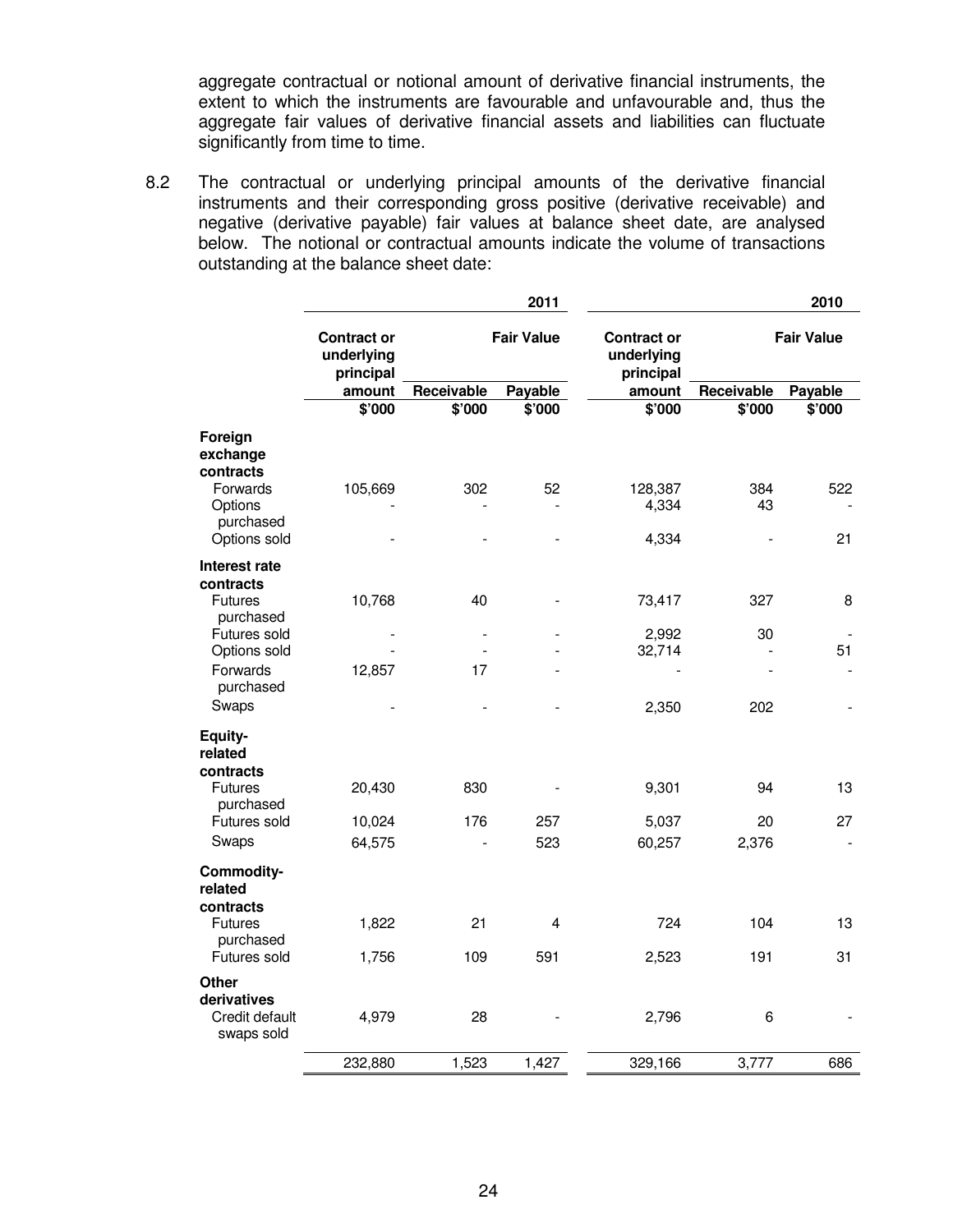aggregate contractual or notional amount of derivative financial instruments, the extent to which the instruments are favourable and unfavourable and, thus the aggregate fair values of derivative financial assets and liabilities can fluctuate significantly from time to time.

8.2 The contractual or underlying principal amounts of the derivative financial instruments and their corresponding gross positive (derivative receivable) and negative (derivative payable) fair values at balance sheet date, are analysed below. The notional or contractual amounts indicate the volume of transactions outstanding at the balance sheet date:

| | 2011 | | | 2010 | | |
|---|---|---|---|---|---|---|
| | Contract or underlying principal amount | Fair Value | | Contract or underlying principal amount | Fair Value | |
| | | Receivable | Payable | | Receivable | Payable |
| | $'000 | $'000 | $'000 | $'000 | $'000 | $'000 |
| **Foreign exchange contracts** | | | | | | |
| Forwards | 105,669 | 302 | 52 | 128,387 | 384 | 522 |
| Options purchased | - | - | - | 4,334 | 43 | - |
| Options sold | - | - | - | 4,334 | - | 21 |
| **Interest rate contracts** | | | | | | |
| Futures purchased | 10,768 | 40 | - | 73,417 | 327 | 8 |
| Futures sold | - | - | - | 2,992 | 30 | - |
| Options sold | - | - | - | 32,714 | - | 51 |
| Forwards purchased | 12,857 | 17 | - | - | - | - |
| Swaps | - | - | - | 2,350 | 202 | - |
| **Equity-related contracts** | | | | | | |
| Futures purchased | 20,430 | 830 | - | 9,301 | 94 | 13 |
| Futures sold | 10,024 | 176 | 257 | 5,037 | 20 | 27 |
| Swaps | 64,575 | - | 523 | 60,257 | 2,376 | - |
| **Commodity-related contracts** | | | | | | |
| Futures purchased | 1,822 | 21 | 4 | 724 | 104 | 13 |
| Futures sold | 1,756 | 109 | 591 | 2,523 | 191 | 31 |
| **Other derivatives** | | | | | | |
| Credit default swaps sold | 4,979 | 28 | - | 2,796 | 6 | - |
| | 232,880 | 1,523 | 1,427 | 329,166 | 3,777 | 686 |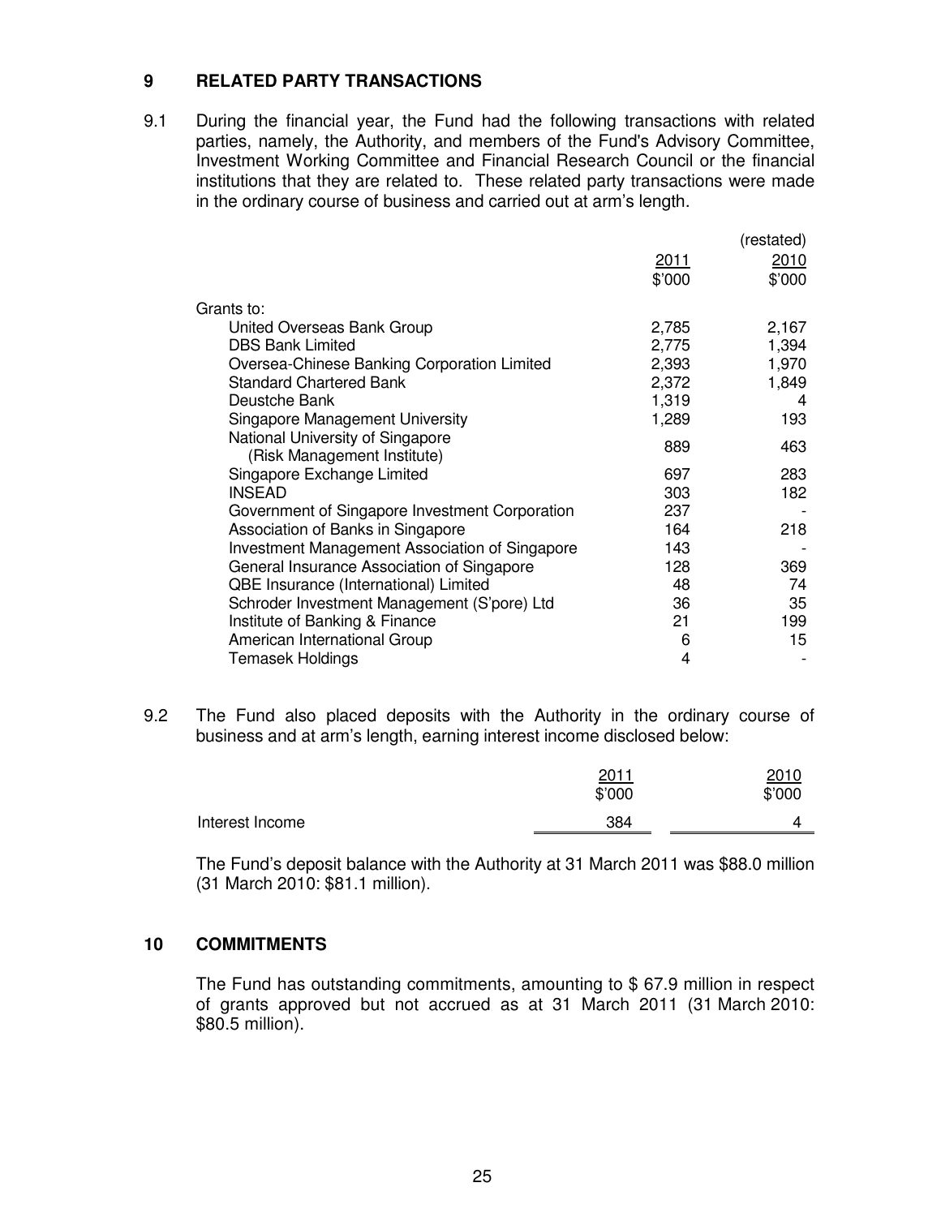## 9 RELATED PARTY TRANSACTIONS

9.1 During the financial year, the Fund had the following transactions with related parties, namely, the Authority, and members of the Fund's Advisory Committee, Investment Working Committee and Financial Research Council or the financial institutions that they are related to. These related party transactions were made in the ordinary course of business and carried out at arm's length.

| | 2011 | (restated) 2010 |
|---|---|---|
| | $'000 | $'000 |
| Grants to: | | |
| United Overseas Bank Group | 2,785 | 2,167 |
| DBS Bank Limited | 2,775 | 1,394 |
| Oversea-Chinese Banking Corporation Limited | 2,393 | 1,970 |
| Standard Chartered Bank | 2,372 | 1,849 |
| Deustche Bank | 1,319 | 4 |
| Singapore Management University | 1,289 | 193 |
| National University of Singapore (Risk Management Institute) | 889 | 463 |
| Singapore Exchange Limited | 697 | 283 |
| INSEAD | 303 | 182 |
| Government of Singapore Investment Corporation | 237 | - |
| Association of Banks in Singapore | 164 | 218 |
| Investment Management Association of Singapore | 143 | - |
| General Insurance Association of Singapore | 128 | 369 |
| QBE Insurance (International) Limited | 48 | 74 |
| Schroder Investment Management (S'pore) Ltd | 36 | 35 |
| Institute of Banking & Finance | 21 | 199 |
| American International Group | 6 | 15 |
| Temasek Holdings | 4 | - |

9.2 The Fund also placed deposits with the Authority in the ordinary course of business and at arm's length, earning interest income disclosed below:

| | 2011 | 2010 |
|---|---|---|
| | $'000 | $'000 |
| Interest Income | 384 | 4 |

The Fund's deposit balance with the Authority at 31 March 2011 was $88.0 million (31 March 2010: $81.1 million).

## 10 COMMITMENTS

The Fund has outstanding commitments, amounting to $ 67.9 million in respect of grants approved but not accrued as at 31 March 2011 (31 March 2010: $80.5 million).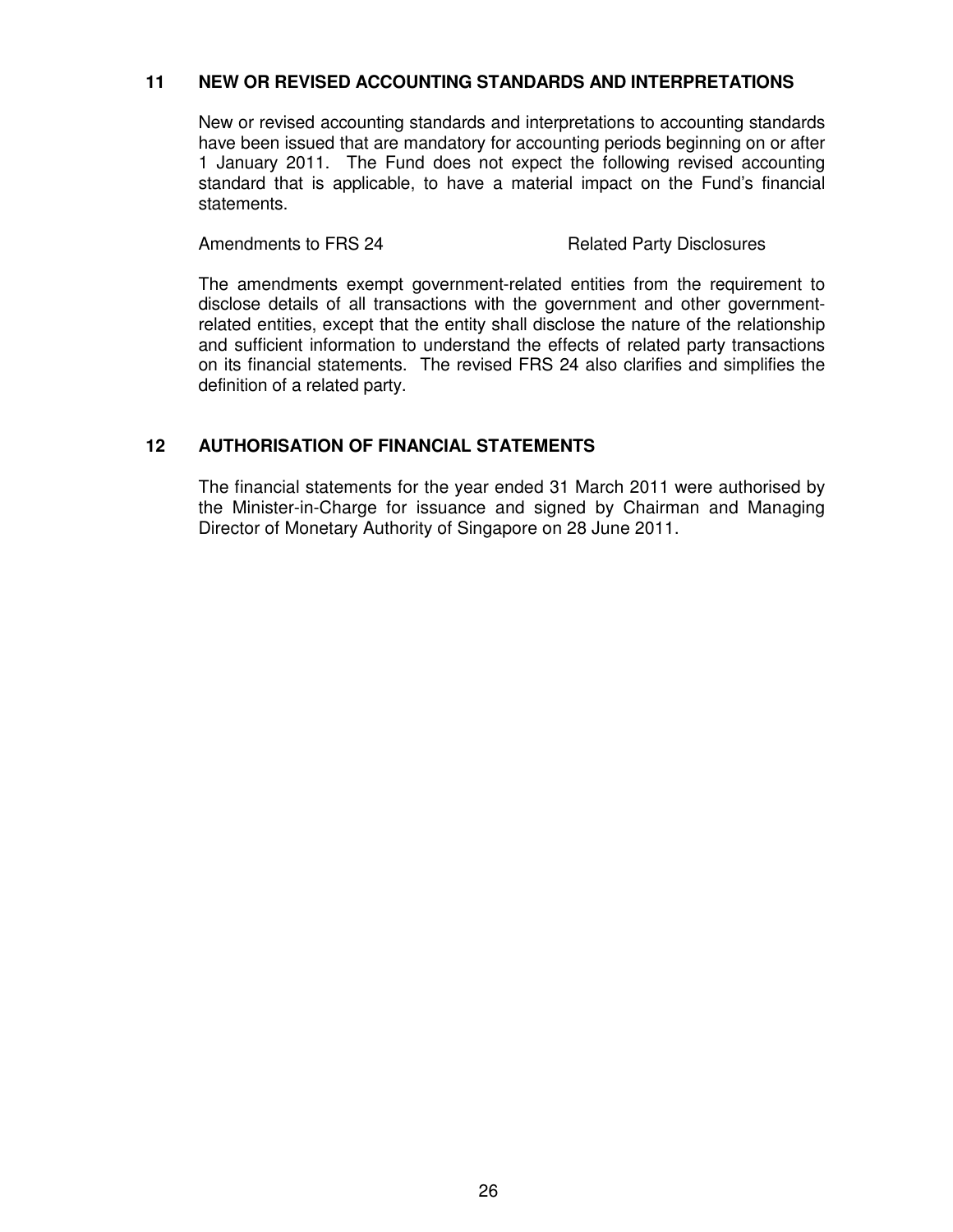## 11 NEW OR REVISED ACCOUNTING STANDARDS AND INTERPRETATIONS

New or revised accounting standards and interpretations to accounting standards have been issued that are mandatory for accounting periods beginning on or after 1 January 2011. The Fund does not expect the following revised accounting standard that is applicable, to have a material impact on the Fund's financial statements.

| | |
|---|---|
| Amendments to FRS 24 | Related Party Disclosures |

The amendments exempt government-related entities from the requirement to disclose details of all transactions with the government and other government-related entities, except that the entity shall disclose the nature of the relationship and sufficient information to understand the effects of related party transactions on its financial statements. The revised FRS 24 also clarifies and simplifies the definition of a related party.

## 12 AUTHORISATION OF FINANCIAL STATEMENTS

The financial statements for the year ended 31 March 2011 were authorised by the Minister-in-Charge for issuance and signed by Chairman and Managing Director of Monetary Authority of Singapore on 28 June 2011.